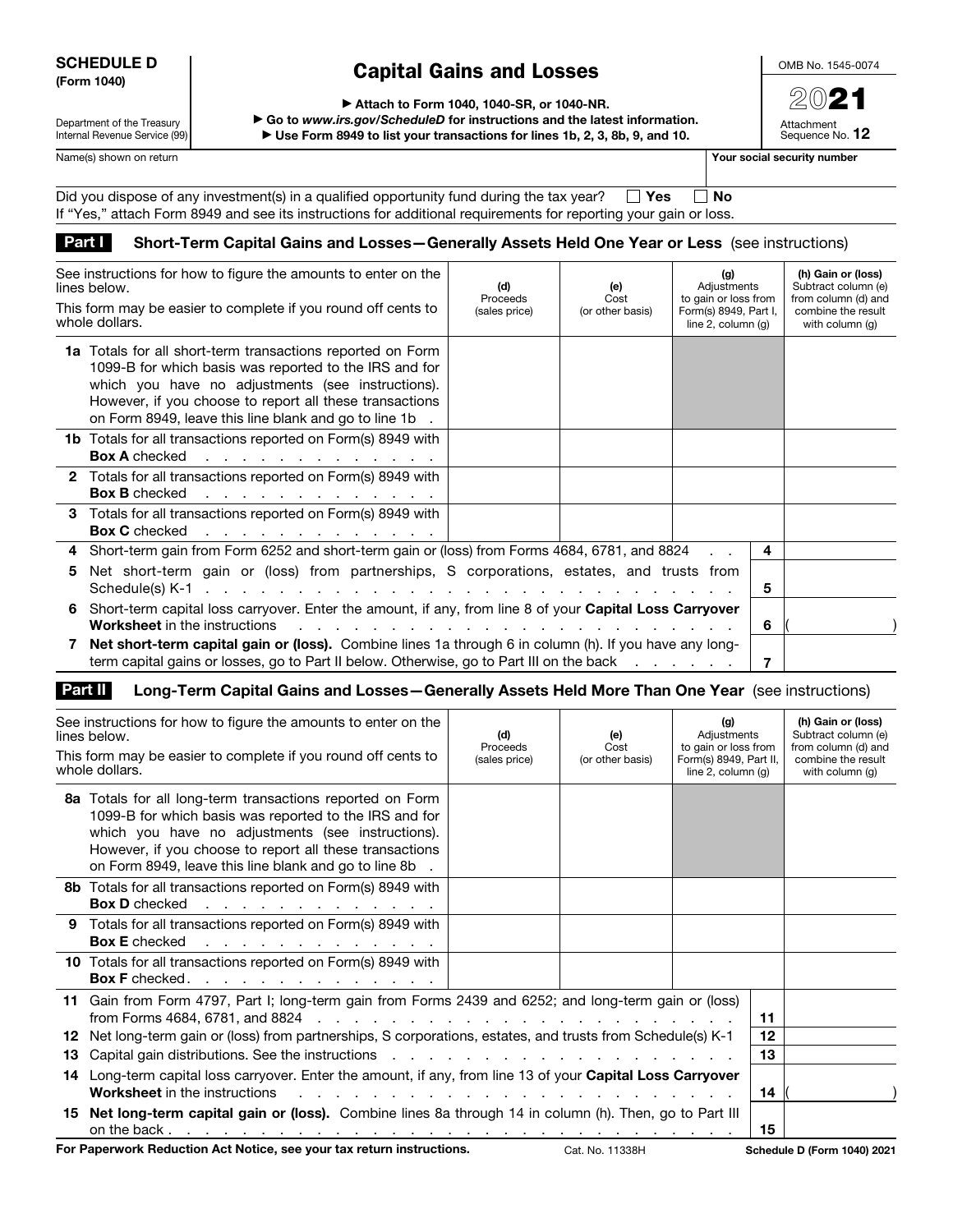**SCHEDULE D**
**(Form 1040)**

Department of the Treasury
Internal Revenue Service (99)

# Capital Gains and Losses

▶ Attach to Form 1040, 1040-SR, or 1040-NR.
▶ Go to *www.irs.gov/ScheduleD* for instructions and the latest information.
▶ Use Form 8949 to list your transactions for lines 1b, 2, 3, 8b, 9, and 10.

OMB No. 1545-0074

**2021**

Attachment Sequence No. **12**

Name(s) shown on return | **Your social security number**

Did you dispose of any investment(s) in a qualified opportunity fund during the tax year? ☐ **Yes** ☐ **No**
If "Yes," attach Form 8949 and see its instructions for additional requirements for reporting your gain or loss.

## Part I Short-Term Capital Gains and Losses—Generally Assets Held One Year or Less (see instructions)

| See instructions for how to figure the amounts to enter on the lines below. This form may be easier to complete if you round off cents to whole dollars. | (d) Proceeds (sales price) | (e) Cost (or other basis) | (g) Adjustments to gain or loss from Form(s) 8949, Part I, line 2, column (g) | (h) Gain or (loss) Subtract column (e) from column (d) and combine the result with column (g) |
|---|---|---|---|---|
| **1a** Totals for all short-term transactions reported on Form 1099-B for which basis was reported to the IRS and for which you have no adjustments (see instructions). However, if you choose to report all these transactions on Form 8949, leave this line blank and go to line 1b | | | | |
| **1b** Totals for all transactions reported on Form(s) 8949 with **Box A** checked | | | | |
| **2** Totals for all transactions reported on Form(s) 8949 with **Box B** checked | | | | |
| **3** Totals for all transactions reported on Form(s) 8949 with **Box C** checked | | | | |

| Line | Description | | Amount |
|---|---|---|---|
| **4** | Short-term gain from Form 6252 and short-term gain or (loss) from Forms 4684, 6781, and 8824 | 4 | |
| **5** | Net short-term gain or (loss) from partnerships, S corporations, estates, and trusts from Schedule(s) K-1 | 5 | |
| **6** | Short-term capital loss carryover. Enter the amount, if any, from line 8 of your **Capital Loss Carryover Worksheet** in the instructions | 6 | ( ) |
| **7** | **Net short-term capital gain or (loss).** Combine lines 1a through 6 in column (h). If you have any long-term capital gains or losses, go to Part II below. Otherwise, go to Part III on the back | 7 | |

## Part II Long-Term Capital Gains and Losses—Generally Assets Held More Than One Year (see instructions)

| See instructions for how to figure the amounts to enter on the lines below. This form may be easier to complete if you round off cents to whole dollars. | (d) Proceeds (sales price) | (e) Cost (or other basis) | (g) Adjustments to gain or loss from Form(s) 8949, Part II, line 2, column (g) | (h) Gain or (loss) Subtract column (e) from column (d) and combine the result with column (g) |
|---|---|---|---|---|
| **8a** Totals for all long-term transactions reported on Form 1099-B for which basis was reported to the IRS and for which you have no adjustments (see instructions). However, if you choose to report all these transactions on Form 8949, leave this line blank and go to line 8b | | | | |
| **8b** Totals for all transactions reported on Form(s) 8949 with **Box D** checked | | | | |
| **9** Totals for all transactions reported on Form(s) 8949 with **Box E** checked | | | | |
| **10** Totals for all transactions reported on Form(s) 8949 with **Box F** checked | | | | |

| Line | Description | | Amount |
|---|---|---|---|
| **11** | Gain from Form 4797, Part I; long-term gain from Forms 2439 and 6252; and long-term gain or (loss) from Forms 4684, 6781, and 8824 | 11 | |
| **12** | Net long-term gain or (loss) from partnerships, S corporations, estates, and trusts from Schedule(s) K-1 | 12 | |
| **13** | Capital gain distributions. See the instructions | 13 | |
| **14** | Long-term capital loss carryover. Enter the amount, if any, from line 13 of your **Capital Loss Carryover Worksheet** in the instructions | 14 | ( ) |
| **15** | **Net long-term capital gain or (loss).** Combine lines 8a through 14 in column (h). Then, go to Part III on the back | 15 | |

**For Paperwork Reduction Act Notice, see your tax return instructions.** Cat. No. 11338H **Schedule D (Form 1040) 2021**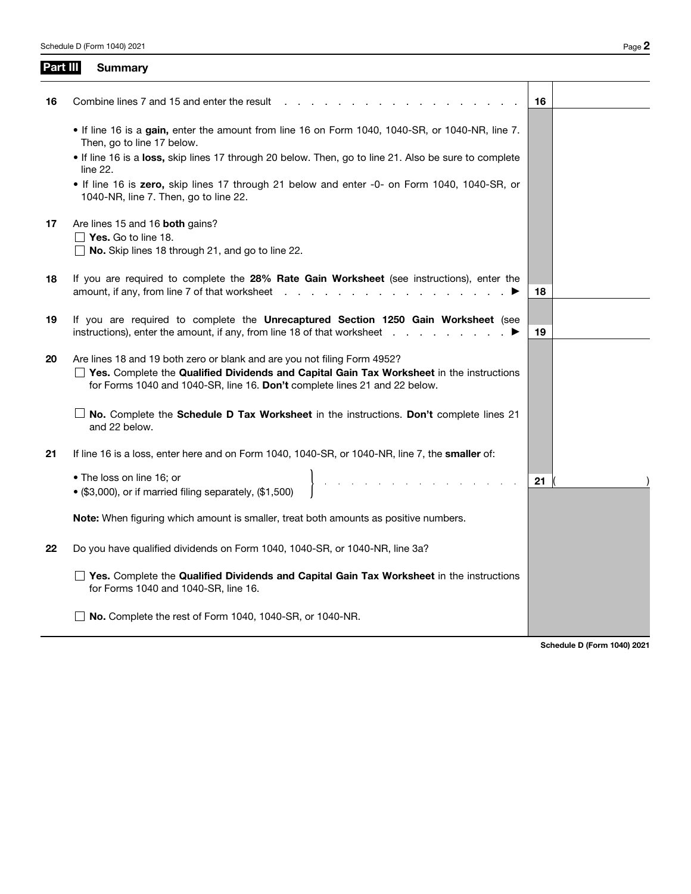## Part III Summary

**16** Combine lines 7 and 15 and enter the result . . . . . . . . . . . . . . . . . . . **16** ______

- If line 16 is a **gain,** enter the amount from line 16 on Form 1040, 1040-SR, or 1040-NR, line 7. Then, go to line 17 below.
- If line 16 is a **loss,** skip lines 17 through 20 below. Then, go to line 21. Also be sure to complete line 22.
- If line 16 is **zero,** skip lines 17 through 21 below and enter -0- on Form 1040, 1040-SR, or 1040-NR, line 7. Then, go to line 22.

**17** Are lines 15 and 16 **both** gains?

☐ **Yes.** Go to line 18.

☐ **No.** Skip lines 18 through 21, and go to line 22.

**18** If you are required to complete the **28% Rate Gain Worksheet** (see instructions), enter the amount, if any, from line 7 of that worksheet . . . . . . . . . . . . . . . . . . ▶ **18** ______

**19** If you are required to complete the **Unrecaptured Section 1250 Gain Worksheet** (see instructions), enter the amount, if any, from line 18 of that worksheet . . . . . . . . . . ▶ **19** ______

**20** Are lines 18 and 19 both zero or blank and are you not filing Form 4952?

☐ **Yes.** Complete the **Qualified Dividends and Capital Gain Tax Worksheet** in the instructions for Forms 1040 and 1040-SR, line 16. **Don't** complete lines 21 and 22 below.

☐ **No.** Complete the **Schedule D Tax Worksheet** in the instructions. **Don't** complete lines 21 and 22 below.

**21** If line 16 is a loss, enter here and on Form 1040, 1040-SR, or 1040-NR, line 7, the **smaller** of:

- The loss on line 16; or
- ($3,000), or if married filing separately, ($1,500)

. . . . . . . . . . . . . . . . . . . **21** ( ______ )

**Note:** When figuring which amount is smaller, treat both amounts as positive numbers.

**22** Do you have qualified dividends on Form 1040, 1040-SR, or 1040-NR, line 3a?

☐ **Yes.** Complete the **Qualified Dividends and Capital Gain Tax Worksheet** in the instructions for Forms 1040 and 1040-SR, line 16.

☐ **No.** Complete the rest of Form 1040, 1040-SR, or 1040-NR.

**Schedule D (Form 1040) 2021**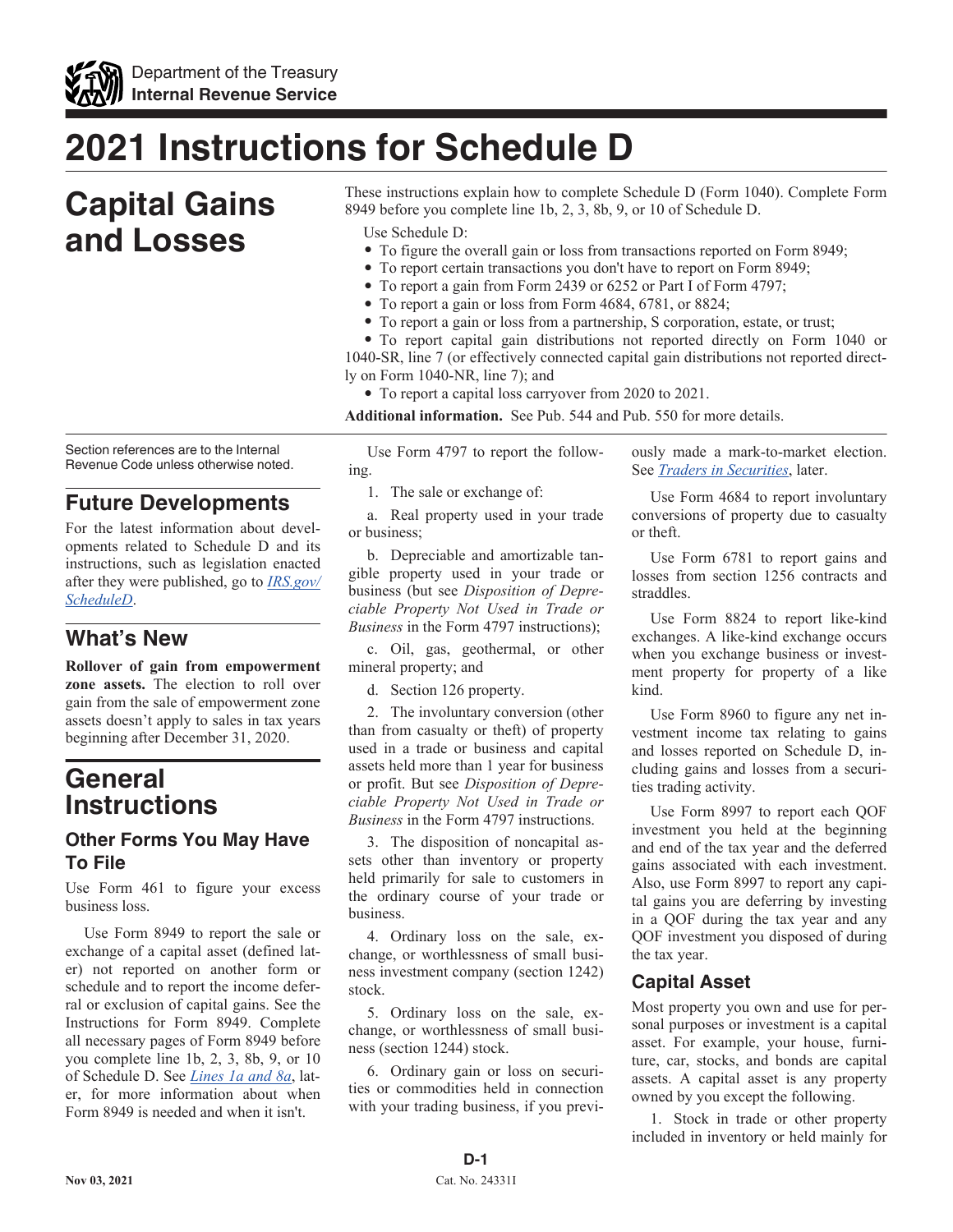# 2021 Instructions for Schedule D

# Capital Gains and Losses

These instructions explain how to complete Schedule D (Form 1040). Complete Form 8949 before you complete line 1b, 2, 3, 8b, 9, or 10 of Schedule D.

Use Schedule D:

- To figure the overall gain or loss from transactions reported on Form 8949;
- To report certain transactions you don't have to report on Form 8949;
- To report a gain from Form 2439 or 6252 or Part I of Form 4797;
- To report a gain or loss from Form 4684, 6781, or 8824;
- To report a gain or loss from a partnership, S corporation, estate, or trust;
- To report capital gain distributions not reported directly on Form 1040 or 1040-SR, line 7 (or effectively connected capital gain distributions not reported directly on Form 1040-NR, line 7); and
- To report a capital loss carryover from 2020 to 2021.

**Additional information.** See Pub. 544 and Pub. 550 for more details.

Section references are to the Internal Revenue Code unless otherwise noted.

## Future Developments

For the latest information about developments related to Schedule D and its instructions, such as legislation enacted after they were published, go to *IRS.gov/ScheduleD*.

## What's New

**Rollover of gain from empowerment zone assets.** The election to roll over gain from the sale of empowerment zone assets doesn't apply to sales in tax years beginning after December 31, 2020.

# General Instructions

## Other Forms You May Have To File

Use Form 461 to figure your excess business loss.

Use Form 8949 to report the sale or exchange of a capital asset (defined later) not reported on another form or schedule and to report the income deferral or exclusion of capital gains. See the Instructions for Form 8949. Complete all necessary pages of Form 8949 before you complete line 1b, 2, 3, 8b, 9, or 10 of Schedule D. See *Lines 1a and 8a*, later, for more information about when Form 8949 is needed and when it isn't.

Use Form 4797 to report the following.

1. The sale or exchange of:

   a. Real property used in your trade or business;

   b. Depreciable and amortizable tangible property used in your trade or business (but see *Disposition of Depreciable Property Not Used in Trade or Business* in the Form 4797 instructions);

   c. Oil, gas, geothermal, or other mineral property; and

   d. Section 126 property.

2. The involuntary conversion (other than from casualty or theft) of property used in a trade or business and capital assets held more than 1 year for business or profit. But see *Disposition of Depreciable Property Not Used in Trade or Business* in the Form 4797 instructions.

3. The disposition of noncapital assets other than inventory or property held primarily for sale to customers in the ordinary course of your trade or business.

4. Ordinary loss on the sale, exchange, or worthlessness of small business investment company (section 1242) stock.

5. Ordinary loss on the sale, exchange, or worthlessness of small business (section 1244) stock.

6. Ordinary gain or loss on securities or commodities held in connection with your trading business, if you previously made a mark-to-market election. See *Traders in Securities*, later.

Use Form 4684 to report involuntary conversions of property due to casualty or theft.

Use Form 6781 to report gains and losses from section 1256 contracts and straddles.

Use Form 8824 to report like-kind exchanges. A like-kind exchange occurs when you exchange business or investment property for property of a like kind.

Use Form 8960 to figure any net investment income tax relating to gains and losses reported on Schedule D, including gains and losses from a securities trading activity.

Use Form 8997 to report each QOF investment you held at the beginning and end of the tax year and the deferred gains associated with each investment. Also, use Form 8997 to report any capital gains you are deferring by investing in a QOF during the tax year and any QOF investment you disposed of during the tax year.

## Capital Asset

Most property you own and use for personal purposes or investment is a capital asset. For example, your house, furniture, car, stocks, and bonds are capital assets. A capital asset is any property owned by you except the following.

1. Stock in trade or other property included in inventory or held mainly for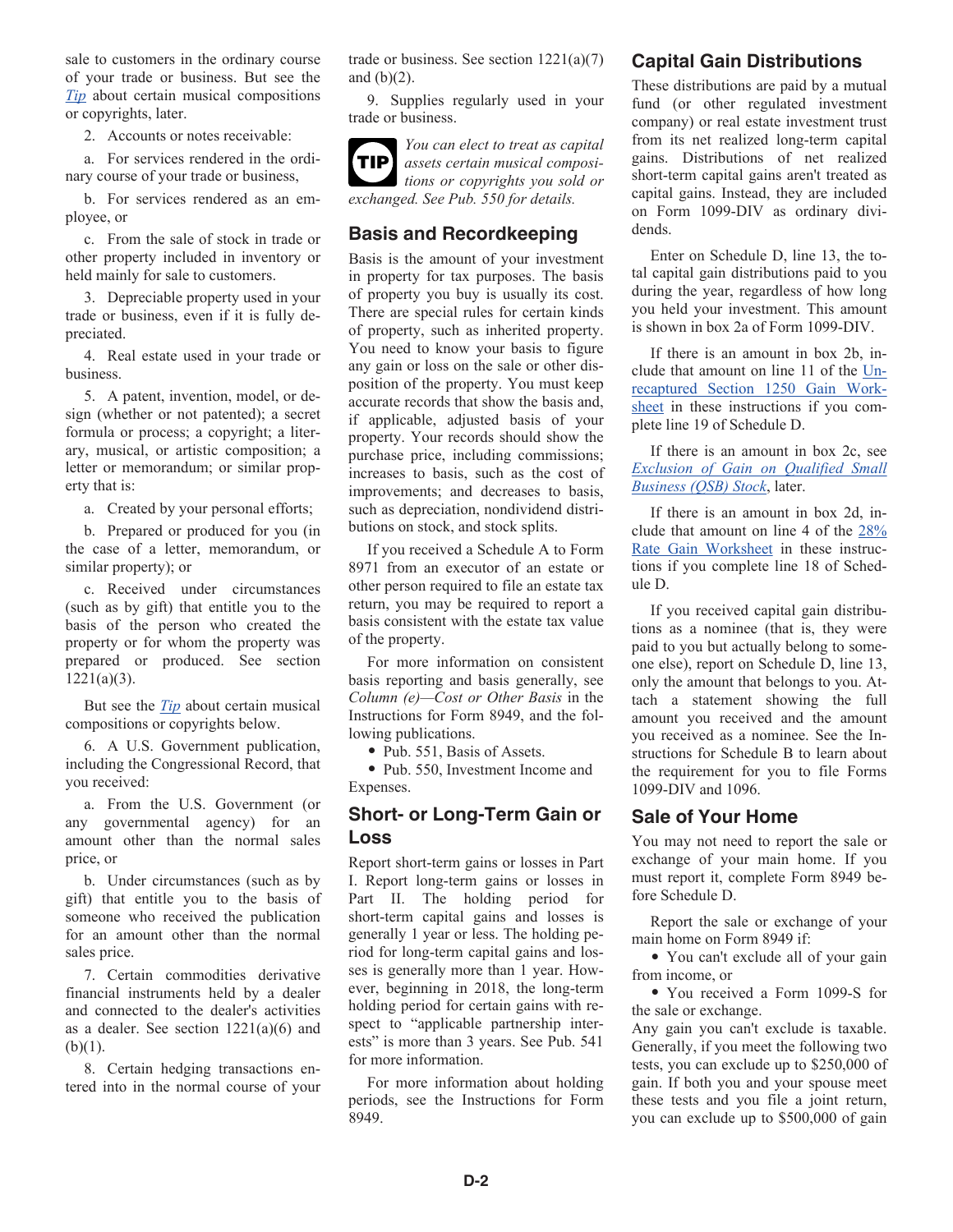sale to customers in the ordinary course of your trade or business. But see the *Tip* about certain musical compositions or copyrights, later.

2. Accounts or notes receivable:

a. For services rendered in the ordinary course of your trade or business,

b. For services rendered as an employee, or

c. From the sale of stock in trade or other property included in inventory or held mainly for sale to customers.

3. Depreciable property used in your trade or business, even if it is fully depreciated.

4. Real estate used in your trade or business.

5. A patent, invention, model, or design (whether or not patented); a secret formula or process; a copyright; a literary, musical, or artistic composition; a letter or memorandum; or similar property that is:

a. Created by your personal efforts;

b. Prepared or produced for you (in the case of a letter, memorandum, or similar property); or

c. Received under circumstances (such as by gift) that entitle you to the basis of the person who created the property or for whom the property was prepared or produced. See section 1221(a)(3).

But see the *Tip* about certain musical compositions or copyrights below.

6. A U.S. Government publication, including the Congressional Record, that you received:

a. From the U.S. Government (or any governmental agency) for an amount other than the normal sales price, or

b. Under circumstances (such as by gift) that entitle you to the basis of someone who received the publication for an amount other than the normal sales price.

7. Certain commodities derivative financial instruments held by a dealer and connected to the dealer's activities as a dealer. See section 1221(a)(6) and (b)(1).

8. Certain hedging transactions entered into in the normal course of your trade or business. See section 1221(a)(7) and (b)(2).

9. Supplies regularly used in your trade or business.

**TIP** *You can elect to treat as capital assets certain musical compositions or copyrights you sold or exchanged. See Pub. 550 for details.*

## Basis and Recordkeeping

Basis is the amount of your investment in property for tax purposes. The basis of property you buy is usually its cost. There are special rules for certain kinds of property, such as inherited property. You need to know your basis to figure any gain or loss on the sale or other disposition of the property. You must keep accurate records that show the basis and, if applicable, adjusted basis of your property. Your records should show the purchase price, including commissions; increases to basis, such as the cost of improvements; and decreases to basis, such as depreciation, nondividend distributions on stock, and stock splits.

If you received a Schedule A to Form 8971 from an executor of an estate or other person required to file an estate tax return, you may be required to report a basis consistent with the estate tax value of the property.

For more information on consistent basis reporting and basis generally, see *Column (e)—Cost or Other Basis* in the Instructions for Form 8949, and the following publications.

- Pub. 551, Basis of Assets.
- Pub. 550, Investment Income and Expenses.

## Short- or Long-Term Gain or Loss

Report short-term gains or losses in Part I. Report long-term gains or losses in Part II. The holding period for short-term capital gains and losses is generally 1 year or less. The holding period for long-term capital gains and losses is generally more than 1 year. However, beginning in 2018, the long-term holding period for certain gains with respect to "applicable partnership interests" is more than 3 years. See Pub. 541 for more information.

For more information about holding periods, see the Instructions for Form 8949.

## Capital Gain Distributions

These distributions are paid by a mutual fund (or other regulated investment company) or real estate investment trust from its net realized long-term capital gains. Distributions of net realized short-term capital gains aren't treated as capital gains. Instead, they are included on Form 1099-DIV as ordinary dividends.

Enter on Schedule D, line 13, the total capital gain distributions paid to you during the year, regardless of how long you held your investment. This amount is shown in box 2a of Form 1099-DIV.

If there is an amount in box 2b, include that amount on line 11 of the Unrecaptured Section 1250 Gain Worksheet in these instructions if you complete line 19 of Schedule D.

If there is an amount in box 2c, see *Exclusion of Gain on Qualified Small Business (QSB) Stock*, later.

If there is an amount in box 2d, include that amount on line 4 of the 28% Rate Gain Worksheet in these instructions if you complete line 18 of Schedule D.

If you received capital gain distributions as a nominee (that is, they were paid to you but actually belong to someone else), report on Schedule D, line 13, only the amount that belongs to you. Attach a statement showing the full amount you received and the amount you received as a nominee. See the Instructions for Schedule B to learn about the requirement for you to file Forms 1099-DIV and 1096.

## Sale of Your Home

You may not need to report the sale or exchange of your main home. If you must report it, complete Form 8949 before Schedule D.

Report the sale or exchange of your main home on Form 8949 if:

- You can't exclude all of your gain from income, or
- You received a Form 1099-S for the sale or exchange.

Any gain you can't exclude is taxable. Generally, if you meet the following two tests, you can exclude up to $250,000 of gain. If both you and your spouse meet these tests and you file a joint return, you can exclude up to $500,000 of gain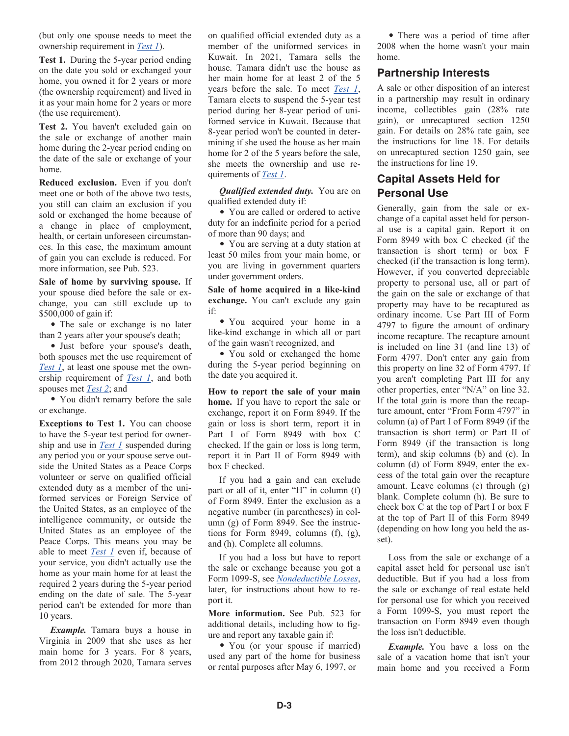(but only one spouse needs to meet the ownership requirement in *Test 1*).

**Test 1.** During the 5-year period ending on the date you sold or exchanged your home, you owned it for 2 years or more (the ownership requirement) and lived in it as your main home for 2 years or more (the use requirement).

**Test 2.** You haven't excluded gain on the sale or exchange of another main home during the 2-year period ending on the date of the sale or exchange of your home.

**Reduced exclusion.** Even if you don't meet one or both of the above two tests, you still can claim an exclusion if you sold or exchanged the home because of a change in place of employment, health, or certain unforeseen circumstances. In this case, the maximum amount of gain you can exclude is reduced. For more information, see Pub. 523.

**Sale of home by surviving spouse.** If your spouse died before the sale or exchange, you can still exclude up to $500,000 of gain if:

- The sale or exchange is no later than 2 years after your spouse's death;
- Just before your spouse's death, both spouses met the use requirement of *Test 1*, at least one spouse met the ownership requirement of *Test 1*, and both spouses met *Test 2*; and
- You didn't remarry before the sale or exchange.

**Exceptions to Test 1.** You can choose to have the 5-year test period for ownership and use in *Test 1* suspended during any period you or your spouse serve outside the United States as a Peace Corps volunteer or serve on qualified official extended duty as a member of the uniformed services or Foreign Service of the United States, as an employee of the intelligence community, or outside the United States as an employee of the Peace Corps. This means you may be able to meet *Test 1* even if, because of your service, you didn't actually use the home as your main home for at least the required 2 years during the 5-year period ending on the date of sale. The 5-year period can't be extended for more than 10 years.

***Example.*** Tamara buys a house in Virginia in 2009 that she uses as her main home for 3 years. For 8 years, from 2012 through 2020, Tamara serves on qualified official extended duty as a member of the uniformed services in Kuwait. In 2021, Tamara sells the house. Tamara didn't use the house as her main home for at least 2 of the 5 years before the sale. To meet *Test 1*, Tamara elects to suspend the 5-year test period during her 8-year period of uniformed service in Kuwait. Because that 8-year period won't be counted in determining if she used the house as her main home for 2 of the 5 years before the sale, she meets the ownership and use requirements of *Test 1*.

***Qualified extended duty.*** You are on qualified extended duty if:

- You are called or ordered to active duty for an indefinite period or for a period of more than 90 days; and
- You are serving at a duty station at least 50 miles from your main home, or you are living in government quarters under government orders.

**Sale of home acquired in a like-kind exchange.** You can't exclude any gain if:

- You acquired your home in a like-kind exchange in which all or part of the gain wasn't recognized, and
- You sold or exchanged the home during the 5-year period beginning on the date you acquired it.

**How to report the sale of your main home.** If you have to report the sale or exchange, report it on Form 8949. If the gain or loss is short term, report it in Part I of Form 8949 with box C checked. If the gain or loss is long term, report it in Part II of Form 8949 with box F checked.

If you had a gain and can exclude part or all of it, enter "H" in column (f) of Form 8949. Enter the exclusion as a negative number (in parentheses) in column (g) of Form 8949. See the instructions for Form 8949, columns (f), (g), and (h). Complete all columns.

If you had a loss but have to report the sale or exchange because you got a Form 1099-S, see *Nondeductible Losses*, later, for instructions about how to report it.

**More information.** See Pub. 523 for additional details, including how to figure and report any taxable gain if:

- You (or your spouse if married) used any part of the home for business or rental purposes after May 6, 1997, or
- There was a period of time after 2008 when the home wasn't your main home.

## Partnership Interests

A sale or other disposition of an interest in a partnership may result in ordinary income, collectibles gain (28% rate gain), or unrecaptured section 1250 gain. For details on 28% rate gain, see the instructions for line 18. For details on unrecaptured section 1250 gain, see the instructions for line 19.

## Capital Assets Held for Personal Use

Generally, gain from the sale or exchange of a capital asset held for personal use is a capital gain. Report it on Form 8949 with box C checked (if the transaction is short term) or box F checked (if the transaction is long term). However, if you converted depreciable property to personal use, all or part of the gain on the sale or exchange of that property may have to be recaptured as ordinary income. Use Part III of Form 4797 to figure the amount of ordinary income recapture. The recapture amount is included on line 31 (and line 13) of Form 4797. Don't enter any gain from this property on line 32 of Form 4797. If you aren't completing Part III for any other properties, enter "N/A" on line 32. If the total gain is more than the recapture amount, enter "From Form 4797" in column (a) of Part I of Form 8949 (if the transaction is short term) or Part II of Form 8949 (if the transaction is long term), and skip columns (b) and (c). In column (d) of Form 8949, enter the excess of the total gain over the recapture amount. Leave columns (e) through (g) blank. Complete column (h). Be sure to check box C at the top of Part I or box F at the top of Part II of this Form 8949 (depending on how long you held the asset).

Loss from the sale or exchange of a capital asset held for personal use isn't deductible. But if you had a loss from the sale or exchange of real estate held for personal use for which you received a Form 1099-S, you must report the transaction on Form 8949 even though the loss isn't deductible.

***Example.*** You have a loss on the sale of a vacation home that isn't your main home and you received a Form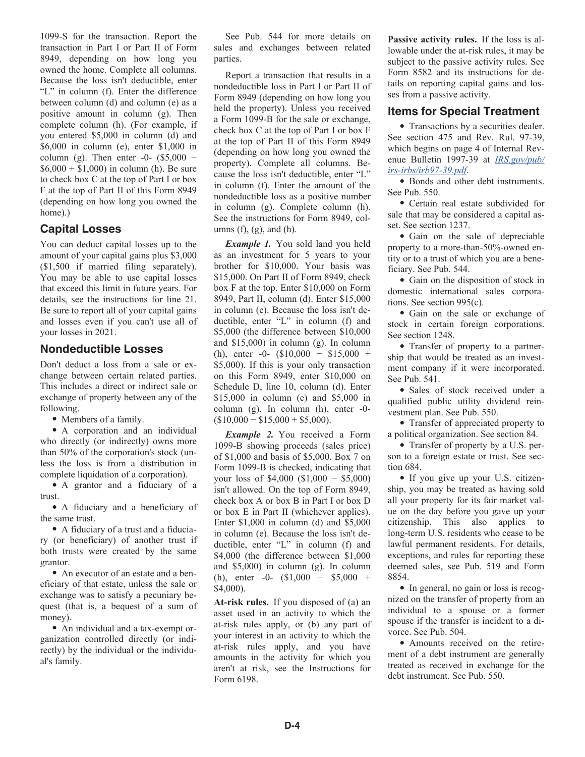1099-S for the transaction. Report the transaction in Part I or Part II of Form 8949, depending on how long you owned the home. Complete all columns. Because the loss isn't deductible, enter "L" in column (f). Enter the difference between column (d) and column (e) as a positive amount in column (g). Then complete column (h). (For example, if you entered $5,000 in column (d) and $6,000 in column (e), enter $1,000 in column (g). Then enter -0- ($5,000 − $6,000 + $1,000) in column (h). Be sure to check box C at the top of Part I or box F at the top of Part II of this Form 8949 (depending on how long you owned the home).)

## Capital Losses

You can deduct capital losses up to the amount of your capital gains plus $3,000 ($1,500 if married filing separately). You may be able to use capital losses that exceed this limit in future years. For details, see the instructions for line 21. Be sure to report all of your capital gains and losses even if you can't use all of your losses in 2021.

## Nondeductible Losses

Don't deduct a loss from a sale or exchange between certain related parties. This includes a direct or indirect sale or exchange of property between any of the following.

- Members of a family.
- A corporation and an individual who directly (or indirectly) owns more than 50% of the corporation's stock (unless the loss is from a distribution in complete liquidation of a corporation).
- A grantor and a fiduciary of a trust.
- A fiduciary and a beneficiary of the same trust.
- A fiduciary of a trust and a fiduciary (or beneficiary) of another trust if both trusts were created by the same grantor.
- An executor of an estate and a beneficiary of that estate, unless the sale or exchange was to satisfy a pecuniary bequest (that is, a bequest of a sum of money).
- An individual and a tax-exempt organization controlled directly (or indirectly) by the individual or the individual's family.

See Pub. 544 for more details on sales and exchanges between related parties.

Report a transaction that results in a nondeductible loss in Part I or Part II of Form 8949 (depending on how long you held the property). Unless you received a Form 1099-B for the sale or exchange, check box C at the top of Part I or box F at the top of Part II of this Form 8949 (depending on how long you owned the property). Complete all columns. Because the loss isn't deductible, enter "L" in column (f). Enter the amount of the nondeductible loss as a positive number in column (g). Complete column (h). See the instructions for Form 8949, columns (f), (g), and (h).

***Example 1.*** You sold land you held as an investment for 5 years to your brother for $10,000. Your basis was $15,000. On Part II of Form 8949, check box F at the top. Enter $10,000 on Form 8949, Part II, column (d). Enter $15,000 in column (e). Because the loss isn't deductible, enter "L" in column (f) and $5,000 (the difference between $10,000 and $15,000) in column (g). In column (h), enter -0- ($10,000 − $15,000 + $5,000). If this is your only transaction on this Form 8949, enter $10,000 on Schedule D, line 10, column (d). Enter $15,000 in column (e) and $5,000 in column (g). In column (h), enter -0- ($10,000 − $15,000 + $5,000).

***Example 2.*** You received a Form 1099-B showing proceeds (sales price) of $1,000 and basis of $5,000. Box 7 on Form 1099-B is checked, indicating that your loss of $4,000 ($1,000 − $5,000) isn't allowed. On the top of Form 8949, check box A or box B in Part I or box D or box E in Part II (whichever applies). Enter $1,000 in column (d) and $5,000 in column (e). Because the loss isn't deductible, enter "L" in column (f) and $4,000 (the difference between $1,000 and $5,000) in column (g). In column (h), enter -0- ($1,000 − $5,000 + $4,000).

**At-risk rules.** If you disposed of (a) an asset used in an activity to which the at-risk rules apply, or (b) any part of your interest in an activity to which the at-risk rules apply, and you have amounts in the activity for which you aren't at risk, see the Instructions for Form 6198.

**Passive activity rules.** If the loss is allowable under the at-risk rules, it may be subject to the passive activity rules. See Form 8582 and its instructions for details on reporting capital gains and losses from a passive activity.

## Items for Special Treatment

- Transactions by a securities dealer. See section 475 and Rev. Rul. 97-39, which begins on page 4 of Internal Revenue Bulletin 1997-39 at *IRS.gov/pub/irs-irbs/irb97-39.pdf*.
- Bonds and other debt instruments. See Pub. 550.
- Certain real estate subdivided for sale that may be considered a capital asset. See section 1237.
- Gain on the sale of depreciable property to a more-than-50%-owned entity or to a trust of which you are a beneficiary. See Pub. 544.
- Gain on the disposition of stock in domestic international sales corporations. See section 995(c).
- Gain on the sale or exchange of stock in certain foreign corporations. See section 1248.
- Transfer of property to a partnership that would be treated as an investment company if it were incorporated. See Pub. 541.
- Sales of stock received under a qualified public utility dividend reinvestment plan. See Pub. 550.
- Transfer of appreciated property to a political organization. See section 84.
- Transfer of property by a U.S. person to a foreign estate or trust. See section 684.
- If you give up your U.S. citizenship, you may be treated as having sold all your property for its fair market value on the day before you gave up your citizenship. This also applies to long-term U.S. residents who cease to be lawful permanent residents. For details, exceptions, and rules for reporting these deemed sales, see Pub. 519 and Form 8854.
- In general, no gain or loss is recognized on the transfer of property from an individual to a spouse or a former spouse if the transfer is incident to a divorce. See Pub. 504.
- Amounts received on the retirement of a debt instrument are generally treated as received in exchange for the debt instrument. See Pub. 550.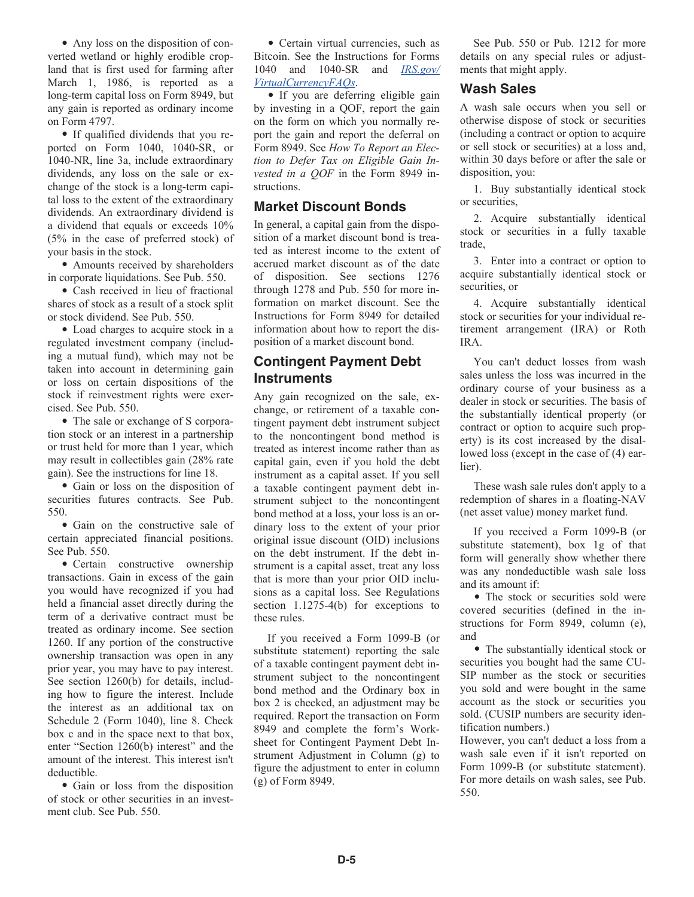- Any loss on the disposition of converted wetland or highly erodible cropland that is first used for farming after March 1, 1986, is reported as a long-term capital loss on Form 8949, but any gain is reported as ordinary income on Form 4797.
- If qualified dividends that you reported on Form 1040, 1040-SR, or 1040-NR, line 3a, include extraordinary dividends, any loss on the sale or exchange of the stock is a long-term capital loss to the extent of the extraordinary dividends. An extraordinary dividend is a dividend that equals or exceeds 10% (5% in the case of preferred stock) of your basis in the stock.
- Amounts received by shareholders in corporate liquidations. See Pub. 550.
- Cash received in lieu of fractional shares of stock as a result of a stock split or stock dividend. See Pub. 550.
- Load charges to acquire stock in a regulated investment company (including a mutual fund), which may not be taken into account in determining gain or loss on certain dispositions of the stock if reinvestment rights were exercised. See Pub. 550.
- The sale or exchange of S corporation stock or an interest in a partnership or trust held for more than 1 year, which may result in collectibles gain (28% rate gain). See the instructions for line 18.
- Gain or loss on the disposition of securities futures contracts. See Pub. 550.
- Gain on the constructive sale of certain appreciated financial positions. See Pub. 550.
- Certain constructive ownership transactions. Gain in excess of the gain you would have recognized if you had held a financial asset directly during the term of a derivative contract must be treated as ordinary income. See section 1260. If any portion of the constructive ownership transaction was open in any prior year, you may have to pay interest. See section 1260(b) for details, including how to figure the interest. Include the interest as an additional tax on Schedule 2 (Form 1040), line 8. Check box c and in the space next to that box, enter "Section 1260(b) interest" and the amount of the interest. This interest isn't deductible.
- Gain or loss from the disposition of stock or other securities in an investment club. See Pub. 550.
- Certain virtual currencies, such as Bitcoin. See the Instructions for Forms 1040 and 1040-SR and *IRS.gov/VirtualCurrencyFAQs*.
- If you are deferring eligible gain by investing in a QOF, report the gain on the form on which you normally report the gain and report the deferral on Form 8949. See *How To Report an Election to Defer Tax on Eligible Gain Invested in a QOF* in the Form 8949 instructions.

## Market Discount Bonds

In general, a capital gain from the disposition of a market discount bond is treated as interest income to the extent of accrued market discount as of the date of disposition. See sections 1276 through 1278 and Pub. 550 for more information on market discount. See the Instructions for Form 8949 for detailed information about how to report the disposition of a market discount bond.

## Contingent Payment Debt Instruments

Any gain recognized on the sale, exchange, or retirement of a taxable contingent payment debt instrument subject to the noncontingent bond method is treated as interest income rather than as capital gain, even if you hold the debt instrument as a capital asset. If you sell a taxable contingent payment debt instrument subject to the noncontingent bond method at a loss, your loss is an ordinary loss to the extent of your prior original issue discount (OID) inclusions on the debt instrument. If the debt instrument is a capital asset, treat any loss that is more than your prior OID inclusions as a capital loss. See Regulations section 1.1275-4(b) for exceptions to these rules.

If you received a Form 1099-B (or substitute statement) reporting the sale of a taxable contingent payment debt instrument subject to the noncontingent bond method and the Ordinary box in box 2 is checked, an adjustment may be required. Report the transaction on Form 8949 and complete the form's Worksheet for Contingent Payment Debt Instrument Adjustment in Column (g) to figure the adjustment to enter in column (g) of Form 8949.

See Pub. 550 or Pub. 1212 for more details on any special rules or adjustments that might apply.

## Wash Sales

A wash sale occurs when you sell or otherwise dispose of stock or securities (including a contract or option to acquire or sell stock or securities) at a loss and, within 30 days before or after the sale or disposition, you:

1. Buy substantially identical stock or securities,
2. Acquire substantially identical stock or securities in a fully taxable trade,
3. Enter into a contract or option to acquire substantially identical stock or securities, or
4. Acquire substantially identical stock or securities for your individual retirement arrangement (IRA) or Roth IRA.

You can't deduct losses from wash sales unless the loss was incurred in the ordinary course of your business as a dealer in stock or securities. The basis of the substantially identical property (or contract or option to acquire such property) is its cost increased by the disallowed loss (except in the case of (4) earlier).

These wash sale rules don't apply to a redemption of shares in a floating-NAV (net asset value) money market fund.

If you received a Form 1099-B (or substitute statement), box 1g of that form will generally show whether there was any nondeductible wash sale loss and its amount if:

- The stock or securities sold were covered securities (defined in the instructions for Form 8949, column (e), and
- The substantially identical stock or securities you bought had the same CUSIP number as the stock or securities you sold and were bought in the same account as the stock or securities you sold. (CUSIP numbers are security identification numbers.)

However, you can't deduct a loss from a wash sale even if it isn't reported on Form 1099-B (or substitute statement). For more details on wash sales, see Pub. 550.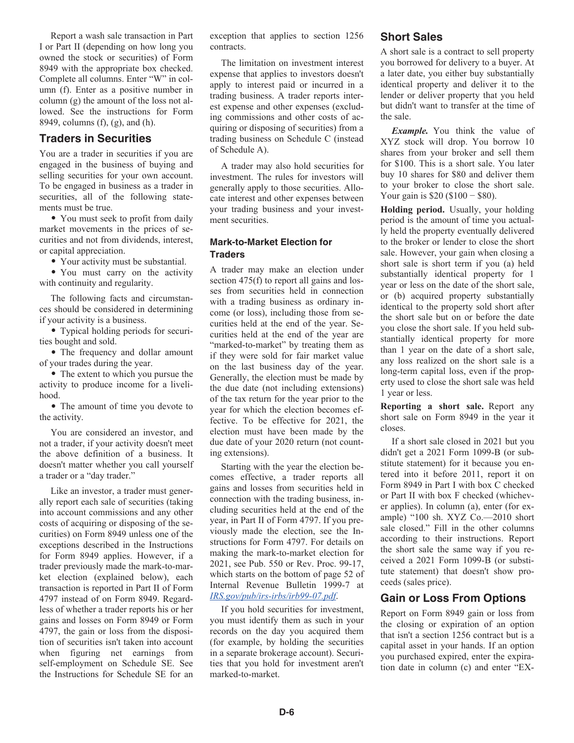Report a wash sale transaction in Part I or Part II (depending on how long you owned the stock or securities) of Form 8949 with the appropriate box checked. Complete all columns. Enter "W" in column (f). Enter as a positive number in column (g) the amount of the loss not allowed. See the instructions for Form 8949, columns (f), (g), and (h).

## Traders in Securities

You are a trader in securities if you are engaged in the business of buying and selling securities for your own account. To be engaged in business as a trader in securities, all of the following statements must be true.

- You must seek to profit from daily market movements in the prices of securities and not from dividends, interest, or capital appreciation.
- Your activity must be substantial.
- You must carry on the activity with continuity and regularity.

The following facts and circumstances should be considered in determining if your activity is a business.

- Typical holding periods for securities bought and sold.
- The frequency and dollar amount of your trades during the year.
- The extent to which you pursue the activity to produce income for a livelihood.
- The amount of time you devote to the activity.

You are considered an investor, and not a trader, if your activity doesn't meet the above definition of a business. It doesn't matter whether you call yourself a trader or a "day trader."

Like an investor, a trader must generally report each sale of securities (taking into account commissions and any other costs of acquiring or disposing of the securities) on Form 8949 unless one of the exceptions described in the Instructions for Form 8949 applies. However, if a trader previously made the mark-to-market election (explained below), each transaction is reported in Part II of Form 4797 instead of on Form 8949. Regardless of whether a trader reports his or her gains and losses on Form 8949 or Form 4797, the gain or loss from the disposition of securities isn't taken into account when figuring net earnings from self-employment on Schedule SE. See the Instructions for Schedule SE for an exception that applies to section 1256 contracts.

The limitation on investment interest expense that applies to investors doesn't apply to interest paid or incurred in a trading business. A trader reports interest expense and other expenses (excluding commissions and other costs of acquiring or disposing of securities) from a trading business on Schedule C (instead of Schedule A).

A trader may also hold securities for investment. The rules for investors will generally apply to those securities. Allocate interest and other expenses between your trading business and your investment securities.

### Mark-to-Market Election for Traders

A trader may make an election under section 475(f) to report all gains and losses from securities held in connection with a trading business as ordinary income (or loss), including those from securities held at the end of the year. Securities held at the end of the year are "marked-to-market" by treating them as if they were sold for fair market value on the last business day of the year. Generally, the election must be made by the due date (not including extensions) of the tax return for the year prior to the year for which the election becomes effective. To be effective for 2021, the election must have been made by the due date of your 2020 return (not counting extensions).

Starting with the year the election becomes effective, a trader reports all gains and losses from securities held in connection with the trading business, including securities held at the end of the year, in Part II of Form 4797. If you previously made the election, see the Instructions for Form 4797. For details on making the mark-to-market election for 2021, see Pub. 550 or Rev. Proc. 99-17, which starts on the bottom of page 52 of Internal Revenue Bulletin 1999-7 at *IRS.gov/pub/irs-irbs/irb99-07.pdf*.

If you hold securities for investment, you must identify them as such in your records on the day you acquired them (for example, by holding the securities in a separate brokerage account). Securities that you hold for investment aren't marked-to-market.

## Short Sales

A short sale is a contract to sell property you borrowed for delivery to a buyer. At a later date, you either buy substantially identical property and deliver it to the lender or deliver property that you held but didn't want to transfer at the time of the sale.

***Example.*** You think the value of XYZ stock will drop. You borrow 10 shares from your broker and sell them for $100. This is a short sale. You later buy 10 shares for $80 and deliver them to your broker to close the short sale. Your gain is $20 ($100 − $80).

**Holding period.** Usually, your holding period is the amount of time you actually held the property eventually delivered to the broker or lender to close the short sale. However, your gain when closing a short sale is short term if you (a) held substantially identical property for 1 year or less on the date of the short sale, or (b) acquired property substantially identical to the property sold short after the short sale but on or before the date you close the short sale. If you held substantially identical property for more than 1 year on the date of a short sale, any loss realized on the short sale is a long-term capital loss, even if the property used to close the short sale was held 1 year or less.

**Reporting a short sale.** Report any short sale on Form 8949 in the year it closes.

If a short sale closed in 2021 but you didn't get a 2021 Form 1099-B (or substitute statement) for it because you entered into it before 2011, report it on Form 8949 in Part I with box C checked or Part II with box F checked (whichever applies). In column (a), enter (for example) "100 sh. XYZ Co.—2010 short sale closed." Fill in the other columns according to their instructions. Report the short sale the same way if you received a 2021 Form 1099-B (or substitute statement) that doesn't show proceeds (sales price).

## Gain or Loss From Options

Report on Form 8949 gain or loss from the closing or expiration of an option that isn't a section 1256 contract but is a capital asset in your hands. If an option you purchased expired, enter the expiration date in column (c) and enter "EX-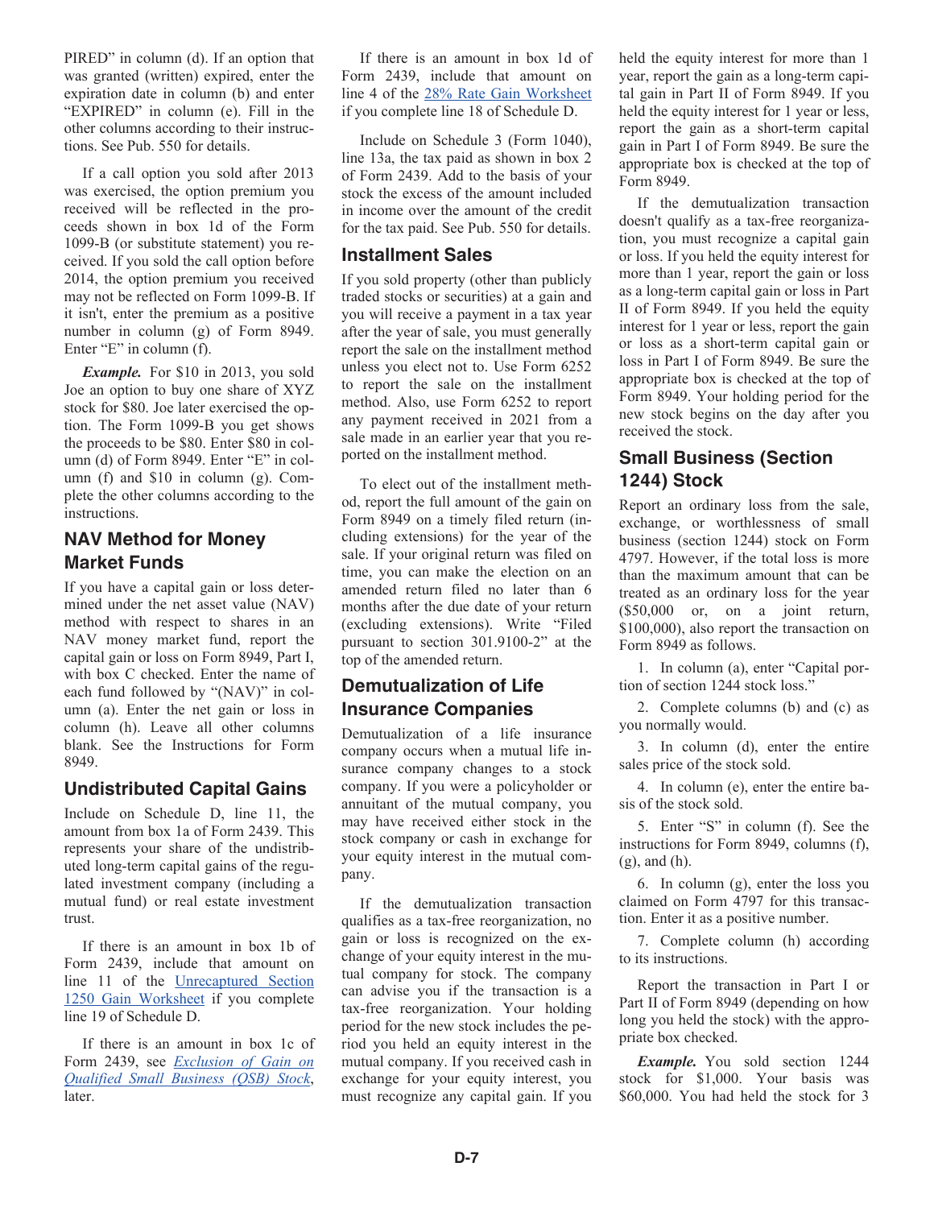PIRED" in column (d). If an option that was granted (written) expired, enter the expiration date in column (b) and enter "EXPIRED" in column (e). Fill in the other columns according to their instructions. See Pub. 550 for details.

If a call option you sold after 2013 was exercised, the option premium you received will be reflected in the proceeds shown in box 1d of the Form 1099-B (or substitute statement) you received. If you sold the call option before 2014, the option premium you received may not be reflected on Form 1099-B. If it isn't, enter the premium as a positive number in column (g) of Form 8949. Enter "E" in column (f).

***Example.*** For $10 in 2013, you sold Joe an option to buy one share of XYZ stock for $80. Joe later exercised the option. The Form 1099-B you get shows the proceeds to be $80. Enter $80 in column (d) of Form 8949. Enter "E" in column (f) and $10 in column (g). Complete the other columns according to the instructions.

## NAV Method for Money Market Funds

If you have a capital gain or loss determined under the net asset value (NAV) method with respect to shares in an NAV money market fund, report the capital gain or loss on Form 8949, Part I, with box C checked. Enter the name of each fund followed by "(NAV)" in column (a). Enter the net gain or loss in column (h). Leave all other columns blank. See the Instructions for Form 8949.

## Undistributed Capital Gains

Include on Schedule D, line 11, the amount from box 1a of Form 2439. This represents your share of the undistributed long-term capital gains of the regulated investment company (including a mutual fund) or real estate investment trust.

If there is an amount in box 1b of Form 2439, include that amount on line 11 of the Unrecaptured Section 1250 Gain Worksheet if you complete line 19 of Schedule D.

If there is an amount in box 1c of Form 2439, see *Exclusion of Gain on Qualified Small Business (QSB) Stock*, later.

If there is an amount in box 1d of Form 2439, include that amount on line 4 of the 28% Rate Gain Worksheet if you complete line 18 of Schedule D.

Include on Schedule 3 (Form 1040), line 13a, the tax paid as shown in box 2 of Form 2439. Add to the basis of your stock the excess of the amount included in income over the amount of the credit for the tax paid. See Pub. 550 for details.

## Installment Sales

If you sold property (other than publicly traded stocks or securities) at a gain and you will receive a payment in a tax year after the year of sale, you must generally report the sale on the installment method unless you elect not to. Use Form 6252 to report the sale on the installment method. Also, use Form 6252 to report any payment received in 2021 from a sale made in an earlier year that you reported on the installment method.

To elect out of the installment method, report the full amount of the gain on Form 8949 on a timely filed return (including extensions) for the year of the sale. If your original return was filed on time, you can make the election on an amended return filed no later than 6 months after the due date of your return (excluding extensions). Write "Filed pursuant to section 301.9100-2" at the top of the amended return.

## Demutualization of Life Insurance Companies

Demutualization of a life insurance company occurs when a mutual life insurance company changes to a stock company. If you were a policyholder or annuitant of the mutual company, you may have received either stock in the stock company or cash in exchange for your equity interest in the mutual company.

If the demutualization transaction qualifies as a tax-free reorganization, no gain or loss is recognized on the exchange of your equity interest in the mutual company for stock. The company can advise you if the transaction is a tax-free reorganization. Your holding period for the new stock includes the period you held an equity interest in the mutual company. If you received cash in exchange for your equity interest, you must recognize any capital gain. If you held the equity interest for more than 1 year, report the gain as a long-term capital gain in Part II of Form 8949. If you held the equity interest for 1 year or less, report the gain as a short-term capital gain in Part I of Form 8949. Be sure the appropriate box is checked at the top of Form 8949.

If the demutualization transaction doesn't qualify as a tax-free reorganization, you must recognize a capital gain or loss. If you held the equity interest for more than 1 year, report the gain or loss as a long-term capital gain or loss in Part II of Form 8949. If you held the equity interest for 1 year or less, report the gain or loss as a short-term capital gain or loss in Part I of Form 8949. Be sure the appropriate box is checked at the top of Form 8949. Your holding period for the new stock begins on the day after you received the stock.

## Small Business (Section 1244) Stock

Report an ordinary loss from the sale, exchange, or worthlessness of small business (section 1244) stock on Form 4797. However, if the total loss is more than the maximum amount that can be treated as an ordinary loss for the year ($50,000 or, on a joint return, $100,000), also report the transaction on Form 8949 as follows.

1. In column (a), enter "Capital portion of section 1244 stock loss."
2. Complete columns (b) and (c) as you normally would.
3. In column (d), enter the entire sales price of the stock sold.
4. In column (e), enter the entire basis of the stock sold.
5. Enter "S" in column (f). See the instructions for Form 8949, columns (f), (g), and (h).
6. In column (g), enter the loss you claimed on Form 4797 for this transaction. Enter it as a positive number.
7. Complete column (h) according to its instructions.

Report the transaction in Part I or Part II of Form 8949 (depending on how long you held the stock) with the appropriate box checked.

***Example.*** You sold section 1244 stock for $1,000. Your basis was $60,000. You had held the stock for 3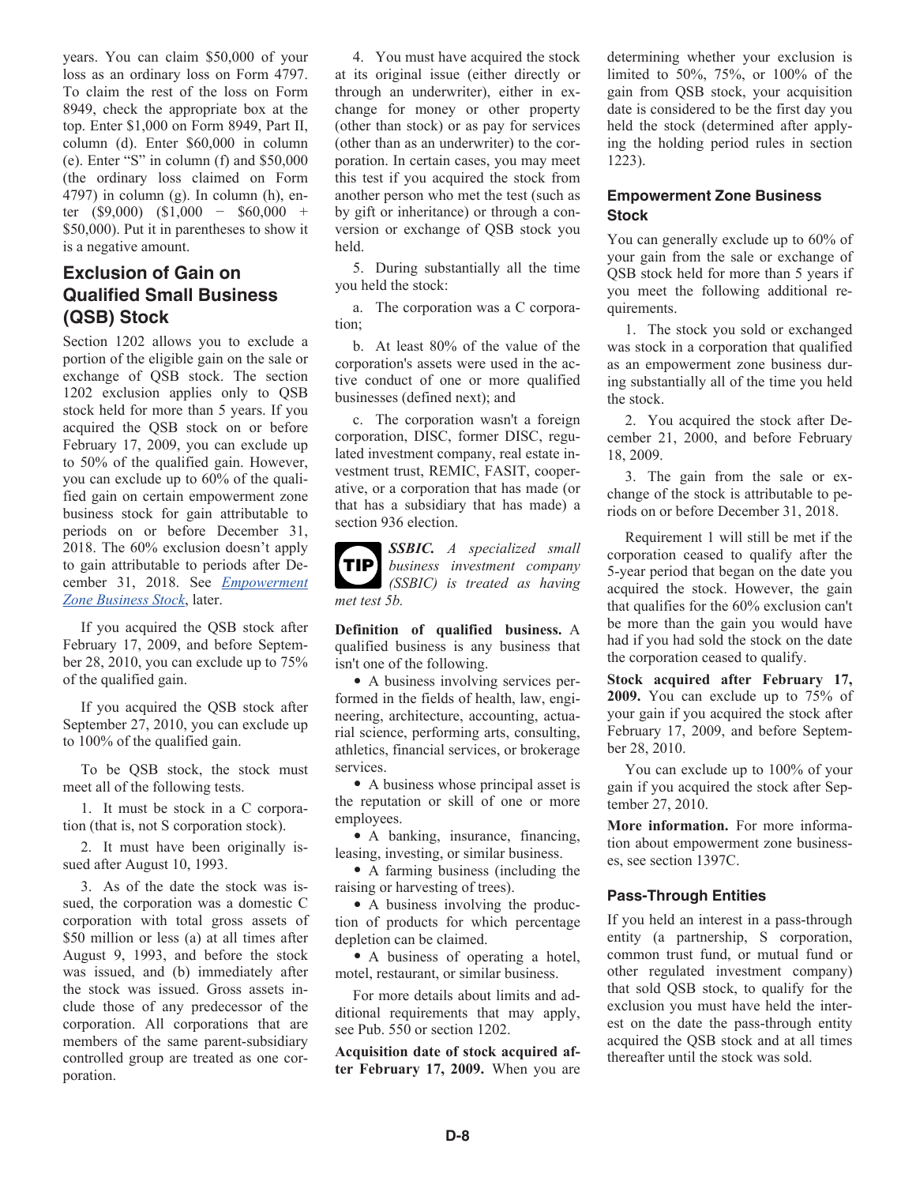years. You can claim $50,000 of your loss as an ordinary loss on Form 4797. To claim the rest of the loss on Form 8949, check the appropriate box at the top. Enter $1,000 on Form 8949, Part II, column (d). Enter $60,000 in column (e). Enter "S" in column (f) and $50,000 (the ordinary loss claimed on Form 4797) in column (g). In column (h), enter ($9,000) ($1,000 − $60,000 + $50,000). Put it in parentheses to show it is a negative amount.

## Exclusion of Gain on Qualified Small Business (QSB) Stock

Section 1202 allows you to exclude a portion of the eligible gain on the sale or exchange of QSB stock. The section 1202 exclusion applies only to QSB stock held for more than 5 years. If you acquired the QSB stock on or before February 17, 2009, you can exclude up to 50% of the qualified gain. However, you can exclude up to 60% of the qualified gain on certain empowerment zone business stock for gain attributable to periods on or before December 31, 2018. The 60% exclusion doesn't apply to gain attributable to periods after December 31, 2018. See *Empowerment Zone Business Stock*, later.

If you acquired the QSB stock after February 17, 2009, and before September 28, 2010, you can exclude up to 75% of the qualified gain.

If you acquired the QSB stock after September 27, 2010, you can exclude up to 100% of the qualified gain.

To be QSB stock, the stock must meet all of the following tests.

1. It must be stock in a C corporation (that is, not S corporation stock).

2. It must have been originally issued after August 10, 1993.

3. As of the date the stock was issued, the corporation was a domestic C corporation with total gross assets of $50 million or less (a) at all times after August 9, 1993, and before the stock was issued, and (b) immediately after the stock was issued. Gross assets include those of any predecessor of the corporation. All corporations that are members of the same parent-subsidiary controlled group are treated as one corporation.

4. You must have acquired the stock at its original issue (either directly or through an underwriter), either in exchange for money or other property (other than stock) or as pay for services (other than as an underwriter) to the corporation. In certain cases, you may meet this test if you acquired the stock from another person who met the test (such as by gift or inheritance) or through a conversion or exchange of QSB stock you held.

5. During substantially all the time you held the stock:

a. The corporation was a C corporation;

b. At least 80% of the value of the corporation's assets were used in the active conduct of one or more qualified businesses (defined next); and

c. The corporation wasn't a foreign corporation, DISC, former DISC, regulated investment company, real estate investment trust, REMIC, FASIT, cooperative, or a corporation that has made (or that has a subsidiary that has made) a section 936 election.

**TIP** ***SSBIC.*** *A specialized small business investment company (SSBIC) is treated as having met test 5b.*

**Definition of qualified business.** A qualified business is any business that isn't one of the following.

- A business involving services performed in the fields of health, law, engineering, architecture, accounting, actuarial science, performing arts, consulting, athletics, financial services, or brokerage services.
- A business whose principal asset is the reputation or skill of one or more employees.
- A banking, insurance, financing, leasing, investing, or similar business.
- A farming business (including the raising or harvesting of trees).
- A business involving the production of products for which percentage depletion can be claimed.
- A business of operating a hotel, motel, restaurant, or similar business.

For more details about limits and additional requirements that may apply, see Pub. 550 or section 1202.

**Acquisition date of stock acquired after February 17, 2009.** When you are determining whether your exclusion is limited to 50%, 75%, or 100% of the gain from QSB stock, your acquisition date is considered to be the first day you held the stock (determined after applying the holding period rules in section 1223).

### Empowerment Zone Business Stock

You can generally exclude up to 60% of your gain from the sale or exchange of QSB stock held for more than 5 years if you meet the following additional requirements.

1. The stock you sold or exchanged was stock in a corporation that qualified as an empowerment zone business during substantially all of the time you held the stock.

2. You acquired the stock after December 21, 2000, and before February 18, 2009.

3. The gain from the sale or exchange of the stock is attributable to periods on or before December 31, 2018.

Requirement 1 will still be met if the corporation ceased to qualify after the 5-year period that began on the date you acquired the stock. However, the gain that qualifies for the 60% exclusion can't be more than the gain you would have had if you had sold the stock on the date the corporation ceased to qualify.

**Stock acquired after February 17, 2009.** You can exclude up to 75% of your gain if you acquired the stock after February 17, 2009, and before September 28, 2010.

You can exclude up to 100% of your gain if you acquired the stock after September 27, 2010.

**More information.** For more information about empowerment zone businesses, see section 1397C.

### Pass-Through Entities

If you held an interest in a pass-through entity (a partnership, S corporation, common trust fund, or mutual fund or other regulated investment company) that sold QSB stock, to qualify for the exclusion you must have held the interest on the date the pass-through entity acquired the QSB stock and at all times thereafter until the stock was sold.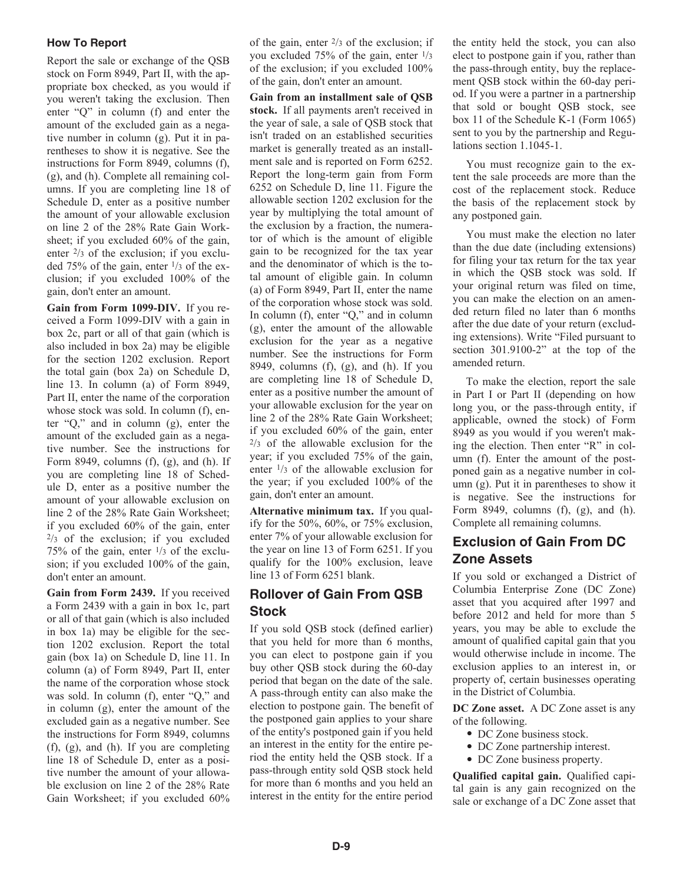### How To Report

Report the sale or exchange of the QSB stock on Form 8949, Part II, with the appropriate box checked, as you would if you weren't taking the exclusion. Then enter "Q" in column (f) and enter the amount of the excluded gain as a negative number in column (g). Put it in parentheses to show it is negative. See the instructions for Form 8949, columns (f), (g), and (h). Complete all remaining columns. If you are completing line 18 of Schedule D, enter as a positive number the amount of your allowable exclusion on line 2 of the 28% Rate Gain Worksheet; if you excluded 60% of the gain, enter 2/3 of the exclusion; if you excluded 75% of the gain, enter 1/3 of the exclusion; if you excluded 100% of the gain, don't enter an amount.

**Gain from Form 1099-DIV.** If you received a Form 1099-DIV with a gain in box 2c, part or all of that gain (which is also included in box 2a) may be eligible for the section 1202 exclusion. Report the total gain (box 2a) on Schedule D, line 13. In column (a) of Form 8949, Part II, enter the name of the corporation whose stock was sold. In column (f), enter "Q," and in column (g), enter the amount of the excluded gain as a negative number. See the instructions for Form 8949, columns (f), (g), and (h). If you are completing line 18 of Schedule D, enter as a positive number the amount of your allowable exclusion on line 2 of the 28% Rate Gain Worksheet; if you excluded 60% of the gain, enter 2/3 of the exclusion; if you excluded 75% of the gain, enter 1/3 of the exclusion; if you excluded 100% of the gain, don't enter an amount.

**Gain from Form 2439.** If you received a Form 2439 with a gain in box 1c, part or all of that gain (which is also included in box 1a) may be eligible for the section 1202 exclusion. Report the total gain (box 1a) on Schedule D, line 11. In column (a) of Form 8949, Part II, enter the name of the corporation whose stock was sold. In column (f), enter "Q," and in column (g), enter the amount of the excluded gain as a negative number. See the instructions for Form 8949, columns (f), (g), and (h). If you are completing line 18 of Schedule D, enter as a positive number the amount of your allowable exclusion on line 2 of the 28% Rate Gain Worksheet; if you excluded 60% of the gain, enter 2/3 of the exclusion; if you excluded 75% of the gain, enter 1/3 of the exclusion; if you excluded 100% of the gain, don't enter an amount.

**Gain from an installment sale of QSB stock.** If all payments aren't received in the year of sale, a sale of QSB stock that isn't traded on an established securities market is generally treated as an installment sale and is reported on Form 6252. Report the long-term gain from Form 6252 on Schedule D, line 11. Figure the allowable section 1202 exclusion for the year by multiplying the total amount of the exclusion by a fraction, the numerator of which is the amount of eligible gain to be recognized for the tax year and the denominator of which is the total amount of eligible gain. In column (a) of Form 8949, Part II, enter the name of the corporation whose stock was sold. In column (f), enter "Q," and in column (g), enter the amount of the allowable exclusion for the year as a negative number. See the instructions for Form 8949, columns (f), (g), and (h). If you are completing line 18 of Schedule D, enter as a positive number the amount of your allowable exclusion for the year on line 2 of the 28% Rate Gain Worksheet; if you excluded 60% of the gain, enter 2/3 of the allowable exclusion for the year; if you excluded 75% of the gain, enter 1/3 of the allowable exclusion for the year; if you excluded 100% of the gain, don't enter an amount.

**Alternative minimum tax.** If you qualify for the 50%, 60%, or 75% exclusion, enter 7% of your allowable exclusion for the year on line 13 of Form 6251. If you qualify for the 100% exclusion, leave line 13 of Form 6251 blank.

## Rollover of Gain From QSB Stock

If you sold QSB stock (defined earlier) that you held for more than 6 months, you can elect to postpone gain if you buy other QSB stock during the 60-day period that began on the date of the sale. A pass-through entity can also make the election to postpone gain. The benefit of the postponed gain applies to your share of the entity's postponed gain if you held an interest in the entity for the entire period the entity held the QSB stock. If a pass-through entity sold QSB stock held for more than 6 months and you held an interest in the entity for the entire period the entity held the stock, you can also elect to postpone gain if you, rather than the pass-through entity, buy the replacement QSB stock within the 60-day period. If you were a partner in a partnership that sold or bought QSB stock, see box 11 of the Schedule K-1 (Form 1065) sent to you by the partnership and Regulations section 1.1045-1.

You must recognize gain to the extent the sale proceeds are more than the cost of the replacement stock. Reduce the basis of the replacement stock by any postponed gain.

You must make the election no later than the due date (including extensions) for filing your tax return for the tax year in which the QSB stock was sold. If your original return was filed on time, you can make the election on an amended return filed no later than 6 months after the due date of your return (excluding extensions). Write "Filed pursuant to section 301.9100-2" at the top of the amended return.

To make the election, report the sale in Part I or Part II (depending on how long you, or the pass-through entity, if applicable, owned the stock) of Form 8949 as you would if you weren't making the election. Then enter "R" in column (f). Enter the amount of the postponed gain as a negative number in column (g). Put it in parentheses to show it is negative. See the instructions for Form 8949, columns (f), (g), and (h). Complete all remaining columns.

## Exclusion of Gain From DC Zone Assets

If you sold or exchanged a District of Columbia Enterprise Zone (DC Zone) asset that you acquired after 1997 and before 2012 and held for more than 5 years, you may be able to exclude the amount of qualified capital gain that you would otherwise include in income. The exclusion applies to an interest in, or property of, certain businesses operating in the District of Columbia.

**DC Zone asset.** A DC Zone asset is any of the following.

- DC Zone business stock.
- DC Zone partnership interest.
- DC Zone business property.

**Qualified capital gain.** Qualified capital gain is any gain recognized on the sale or exchange of a DC Zone asset that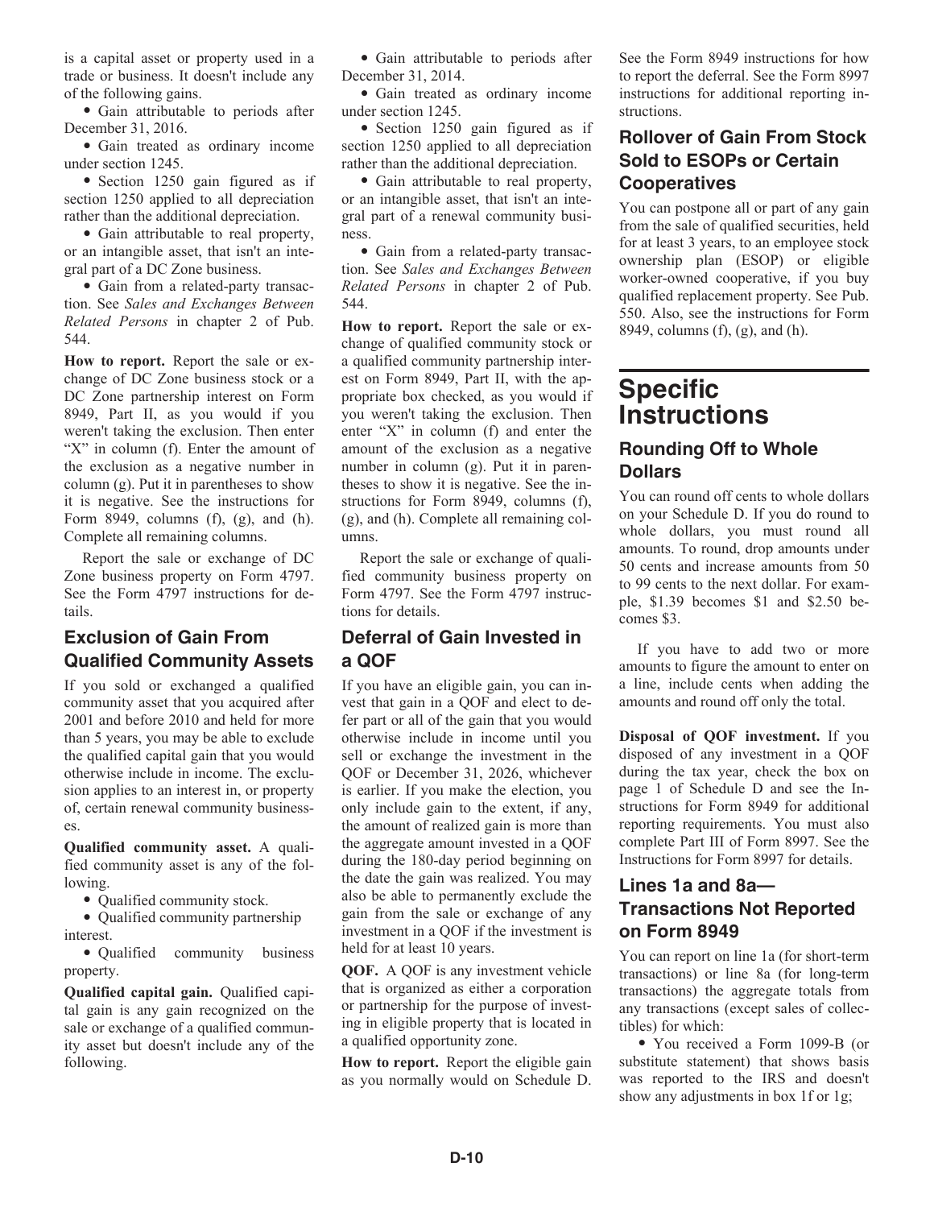is a capital asset or property used in a trade or business. It doesn't include any of the following gains.

- Gain attributable to periods after December 31, 2016.
- Gain treated as ordinary income under section 1245.
- Section 1250 gain figured as if section 1250 applied to all depreciation rather than the additional depreciation.
- Gain attributable to real property, or an intangible asset, that isn't an integral part of a DC Zone business.
- Gain from a related-party transaction. See *Sales and Exchanges Between Related Persons* in chapter 2 of Pub. 544.

**How to report.** Report the sale or exchange of DC Zone business stock or a DC Zone partnership interest on Form 8949, Part II, as you would if you weren't taking the exclusion. Then enter "X" in column (f). Enter the amount of the exclusion as a negative number in column (g). Put it in parentheses to show it is negative. See the instructions for Form 8949, columns (f), (g), and (h). Complete all remaining columns.

Report the sale or exchange of DC Zone business property on Form 4797. See the Form 4797 instructions for details.

## Exclusion of Gain From Qualified Community Assets

If you sold or exchanged a qualified community asset that you acquired after 2001 and before 2010 and held for more than 5 years, you may be able to exclude the qualified capital gain that you would otherwise include in income. The exclusion applies to an interest in, or property of, certain renewal community businesses.

**Qualified community asset.** A qualified community asset is any of the following.

- Qualified community stock.
- Qualified community partnership interest.
- Qualified community business property.

**Qualified capital gain.** Qualified capital gain is any gain recognized on the sale or exchange of a qualified community asset but doesn't include any of the following.

- Gain attributable to periods after December 31, 2014.
- Gain treated as ordinary income under section 1245.
- Section 1250 gain figured as if section 1250 applied to all depreciation rather than the additional depreciation.
- Gain attributable to real property, or an intangible asset, that isn't an integral part of a renewal community business.
- Gain from a related-party transaction. See *Sales and Exchanges Between Related Persons* in chapter 2 of Pub. 544.

**How to report.** Report the sale or exchange of qualified community stock or a qualified community partnership interest on Form 8949, Part II, with the appropriate box checked, as you would if you weren't taking the exclusion. Then enter "X" in column (f) and enter the amount of the exclusion as a negative number in column (g). Put it in parentheses to show it is negative. See the instructions for Form 8949, columns (f), (g), and (h). Complete all remaining columns.

Report the sale or exchange of qualified community business property on Form 4797. See the Form 4797 instructions for details.

## Deferral of Gain Invested in a QOF

If you have an eligible gain, you can invest that gain in a QOF and elect to defer part or all of the gain that you would otherwise include in income until you sell or exchange the investment in the QOF or December 31, 2026, whichever is earlier. If you make the election, you only include gain to the extent, if any, the amount of realized gain is more than the aggregate amount invested in a QOF during the 180-day period beginning on the date the gain was realized. You may also be able to permanently exclude the gain from the sale or exchange of any investment in a QOF if the investment is held for at least 10 years.

**QOF.** A QOF is any investment vehicle that is organized as either a corporation or partnership for the purpose of investing in eligible property that is located in a qualified opportunity zone.

**How to report.** Report the eligible gain as you normally would on Schedule D. See the Form 8949 instructions for how to report the deferral. See the Form 8997 instructions for additional reporting instructions.

## Rollover of Gain From Stock Sold to ESOPs or Certain Cooperatives

You can postpone all or part of any gain from the sale of qualified securities, held for at least 3 years, to an employee stock ownership plan (ESOP) or eligible worker-owned cooperative, if you buy qualified replacement property. See Pub. 550. Also, see the instructions for Form 8949, columns (f), (g), and (h).

# Specific Instructions

## Rounding Off to Whole Dollars

You can round off cents to whole dollars on your Schedule D. If you do round to whole dollars, you must round all amounts. To round, drop amounts under 50 cents and increase amounts from 50 to 99 cents to the next dollar. For example, $1.39 becomes $1 and $2.50 becomes $3.

If you have to add two or more amounts to figure the amount to enter on a line, include cents when adding the amounts and round off only the total.

**Disposal of QOF investment.** If you disposed of any investment in a QOF during the tax year, check the box on page 1 of Schedule D and see the Instructions for Form 8949 for additional reporting requirements. You must also complete Part III of Form 8997. See the Instructions for Form 8997 for details.

## Lines 1a and 8a—Transactions Not Reported on Form 8949

You can report on line 1a (for short-term transactions) or line 8a (for long-term transactions) the aggregate totals from any transactions (except sales of collectibles) for which:

- You received a Form 1099-B (or substitute statement) that shows basis was reported to the IRS and doesn't show any adjustments in box 1f or 1g;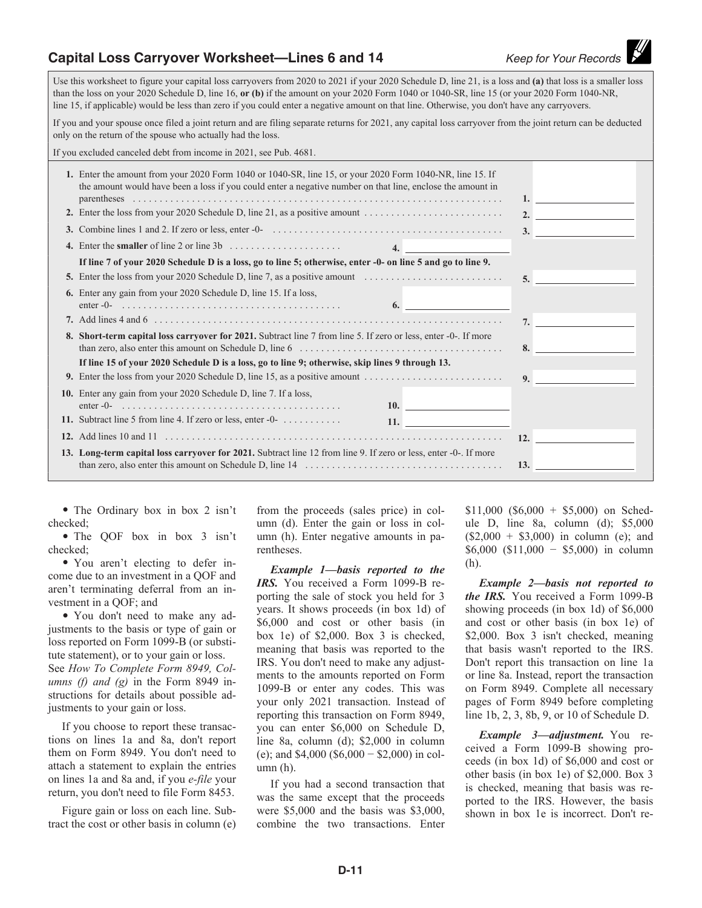## Capital Loss Carryover Worksheet—Lines 6 and 14

*Keep for Your Records*

Use this worksheet to figure your capital loss carryovers from 2020 to 2021 if your 2020 Schedule D, line 21, is a loss and **(a)** that loss is a smaller loss than the loss on your 2020 Schedule D, line 16, **or (b)** if the amount on your 2020 Form 1040 or 1040-SR, line 15 (or your 2020 Form 1040-NR, line 15, if applicable) would be less than zero if you could enter a negative amount on that line. Otherwise, you don't have any carryovers.

If you and your spouse once filed a joint return and are filing separate returns for 2021, any capital loss carryover from the joint return can be deducted only on the return of the spouse who actually had the loss.

If you excluded canceled debt from income in 2021, see Pub. 4681.

1. Enter the amount from your 2020 Form 1040 or 1040-SR, line 15, or your 2020 Form 1040-NR, line 15. If the amount would have been a loss if you could enter a negative number on that line, enclose the amount in parentheses . . . . . **1.** ______
2. Enter the loss from your 2020 Schedule D, line 21, as a positive amount . . . . . **2.** ______
3. Combine lines 1 and 2. If zero or less, enter -0- . . . . . **3.** ______
4. Enter the **smaller** of line 2 or line 3b . . . . . **4.** ______

**If line 7 of your 2020 Schedule D is a loss, go to line 5; otherwise, enter -0- on line 5 and go to line 9.**

5. Enter the loss from your 2020 Schedule D, line 7, as a positive amount . . . . . **5.** ______
6. Enter any gain from your 2020 Schedule D, line 15. If a loss, enter -0- . . . . . **6.** ______
7. Add lines 4 and 6 . . . . . **7.** ______
8. **Short-term capital loss carryover for 2021.** Subtract line 7 from line 5. If zero or less, enter -0-. If more than zero, also enter this amount on Schedule D, line 6 . . . . . **8.** ______

**If line 15 of your 2020 Schedule D is a loss, go to line 9; otherwise, skip lines 9 through 13.**

9. Enter the loss from your 2020 Schedule D, line 15, as a positive amount . . . . . **9.** ______
10. Enter any gain from your 2020 Schedule D, line 7. If a loss, enter -0- . . . . . **10.** ______
11. Subtract line 5 from line 4. If zero or less, enter -0- . . . . . **11.** ______
12. Add lines 10 and 11 . . . . . **12.** ______
13. **Long-term capital loss carryover for 2021.** Subtract line 12 from line 9. If zero or less, enter -0-. If more than zero, also enter this amount on Schedule D, line 14 . . . . . **13.** ______

- The Ordinary box in box 2 isn't checked;
- The QOF box in box 3 isn't checked;
- You aren't electing to defer income due to an investment in a QOF and aren't terminating deferral from an investment in a QOF; and
- You don't need to make any adjustments to the basis or type of gain or loss reported on Form 1099-B (or substitute statement), or to your gain or loss.

See *How To Complete Form 8949, Columns (f) and (g)* in the Form 8949 instructions for details about possible adjustments to your gain or loss.

If you choose to report these transactions on lines 1a and 8a, don't report them on Form 8949. You don't need to attach a statement to explain the entries on lines 1a and 8a and, if you *e-file* your return, you don't need to file Form 8453.

Figure gain or loss on each line. Subtract the cost or other basis in column (e) from the proceeds (sales price) in column (d). Enter the gain or loss in column (h). Enter negative amounts in parentheses.

***Example 1—basis reported to the IRS.*** You received a Form 1099-B reporting the sale of stock you held for 3 years. It shows proceeds (in box 1d) of $6,000 and cost or other basis (in box 1e) of $2,000. Box 3 is checked, meaning that basis was reported to the IRS. You don't need to make any adjustments to the amounts reported on Form 1099-B or enter any codes. This was your only 2021 transaction. Instead of reporting this transaction on Form 8949, you can enter $6,000 on Schedule D, line 8a, column (d); $2,000 in column (e); and $4,000 ($6,000 − $2,000) in column (h).

If you had a second transaction that was the same except that the proceeds were $5,000 and the basis was $3,000, combine the two transactions. Enter $11,000 ($6,000 + $5,000) on Schedule D, line 8a, column (d); $5,000 ($2,000 + $3,000) in column (e); and $6,000 ($11,000 − $5,000) in column (h).

***Example 2—basis not reported to the IRS.*** You received a Form 1099-B showing proceeds (in box 1d) of $6,000 and cost or other basis (in box 1e) of $2,000. Box 3 isn't checked, meaning that basis wasn't reported to the IRS. Don't report this transaction on line 1a or line 8a. Instead, report the transaction on Form 8949. Complete all necessary pages of Form 8949 before completing line 1b, 2, 3, 8b, 9, or 10 of Schedule D.

***Example 3—adjustment.*** You received a Form 1099-B showing proceeds (in box 1d) of $6,000 and cost or other basis (in box 1e) of $2,000. Box 3 is checked, meaning that basis was reported to the IRS. However, the basis shown in box 1e is incorrect. Don't re-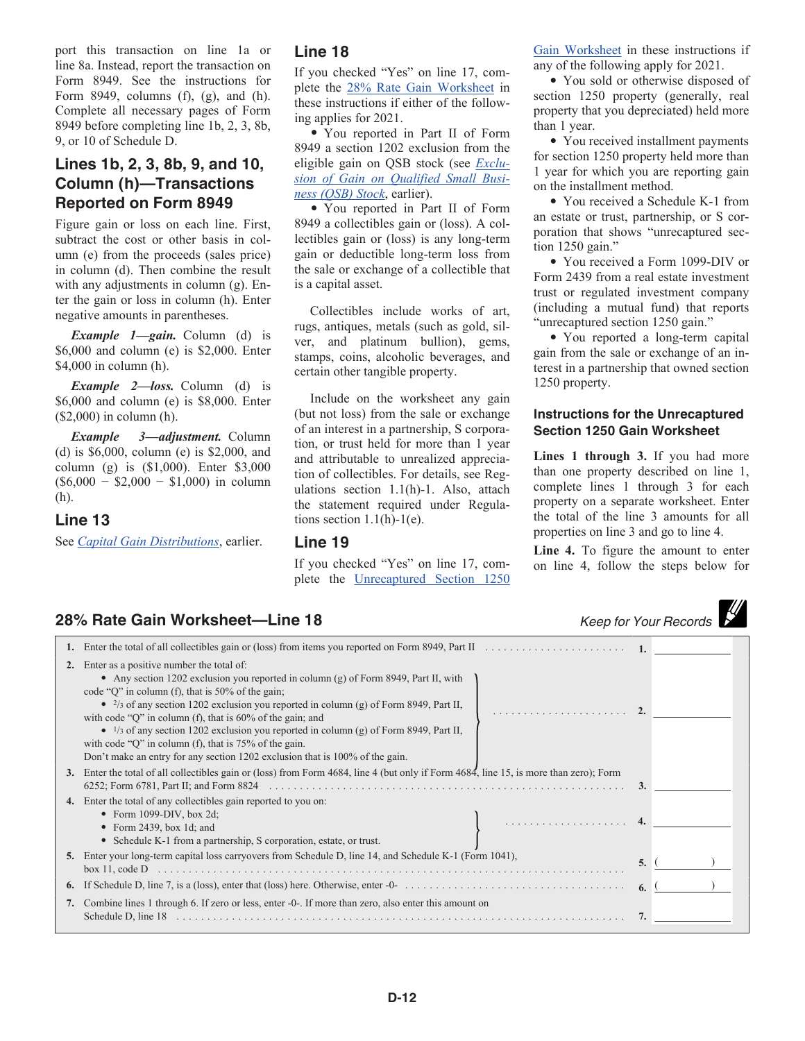port this transaction on line 1a or line 8a. Instead, report the transaction on Form 8949. See the instructions for Form 8949, columns (f), (g), and (h). Complete all necessary pages of Form 8949 before completing line 1b, 2, 3, 8b, 9, or 10 of Schedule D.

## Lines 1b, 2, 3, 8b, 9, and 10, Column (h)—Transactions Reported on Form 8949

Figure gain or loss on each line. First, subtract the cost or other basis in column (e) from the proceeds (sales price) in column (d). Then combine the result with any adjustments in column (g). Enter the gain or loss in column (h). Enter negative amounts in parentheses.

***Example 1—gain.*** Column (d) is $6,000 and column (e) is $2,000. Enter $4,000 in column (h).

***Example 2—loss.*** Column (d) is $6,000 and column (e) is $8,000. Enter ($2,000) in column (h).

***Example 3—adjustment.*** Column (d) is $6,000, column (e) is $2,000, and column (g) is ($1,000). Enter $3,000 ($6,000 − $2,000 − $1,000) in column (h).

## Line 13

See *Capital Gain Distributions*, earlier.

## Line 18

If you checked "Yes" on line 17, complete the 28% Rate Gain Worksheet in these instructions if either of the following applies for 2021.

- You reported in Part II of Form 8949 a section 1202 exclusion from the eligible gain on QSB stock (see *Exclusion of Gain on Qualified Small Business (QSB) Stock*, earlier).
- You reported in Part II of Form 8949 a collectibles gain or (loss). A collectibles gain or (loss) is any long-term gain or deductible long-term loss from the sale or exchange of a collectible that is a capital asset.

Collectibles include works of art, rugs, antiques, metals (such as gold, silver, and platinum bullion), gems, stamps, coins, alcoholic beverages, and certain other tangible property.

Include on the worksheet any gain (but not loss) from the sale or exchange of an interest in a partnership, S corporation, or trust held for more than 1 year and attributable to unrealized appreciation of collectibles. For details, see Regulations section 1.1(h)-1. Also, attach the statement required under Regulations section 1.1(h)-1(e).

## Line 19

If you checked "Yes" on line 17, complete the Unrecaptured Section 1250 Gain Worksheet in these instructions if any of the following apply for 2021.

- You sold or otherwise disposed of section 1250 property (generally, real property that you depreciated) held more than 1 year.
- You received installment payments for section 1250 property held more than 1 year for which you are reporting gain on the installment method.
- You received a Schedule K-1 from an estate or trust, partnership, or S corporation that shows "unrecaptured section 1250 gain."
- You received a Form 1099-DIV or Form 2439 from a real estate investment trust or regulated investment company (including a mutual fund) that reports "unrecaptured section 1250 gain."
- You reported a long-term capital gain from the sale or exchange of an interest in a partnership that owned section 1250 property.

### Instructions for the Unrecaptured Section 1250 Gain Worksheet

**Lines 1 through 3.** If you had more than one property described on line 1, complete lines 1 through 3 for each property on a separate worksheet. Enter the total of the line 3 amounts for all properties on line 3 and go to line 4.

**Line 4.** To figure the amount to enter on line 4, follow the steps below for

## 28% Rate Gain Worksheet—Line 18

*Keep for Your Records*

| | | | |
|---|---|---|---|
| **1.** | Enter the total of all collectibles gain or (loss) from items you reported on Form 8949, Part II | **1.** | |
| **2.** | Enter as a positive number the total of:<br>• Any section 1202 exclusion you reported in column (g) of Form 8949, Part II, with code "Q" in column (f), that is 50% of the gain;<br>• 2/3 of any section 1202 exclusion you reported in column (g) of Form 8949, Part II, with "Q" in column (f), that is 60% of the gain; and<br>• 1/3 of any section 1202 exclusion you reported in column (g) of Form 8949, Part II, with code "Q" in column (f), that is 75% of the gain.<br>Don't make an entry for any section 1202 exclusion that is 100% of the gain. | **2.** | |
| **3.** | Enter the total of all collectibles gain or (loss) from Form 4684, line 4 (but only if Form 4684, line 15, is more than zero); Form 6252; Form 6781, Part II; and Form 8824 | **3.** | |
| **4.** | Enter the total of any collectibles gain reported to you on:<br>• Form 1099-DIV, box 2d;<br>• Form 2439, box 1d; and<br>• Schedule K-1 from a partnership, S corporation, estate, or trust. | **4.** | |
| **5.** | Enter your long-term capital loss carryovers from Schedule D, line 14, and Schedule K-1 (Form 1041), box 11, code D | **5.** | ( ) |
| **6.** | If Schedule D, line 7, is a (loss), enter that (loss) here. Otherwise, enter -0- | **6.** | ( ) |
| **7.** | Combine lines 1 through 6. If zero or less, enter -0-. If more than zero, also enter this amount on Schedule D, line 18 | **7.** | |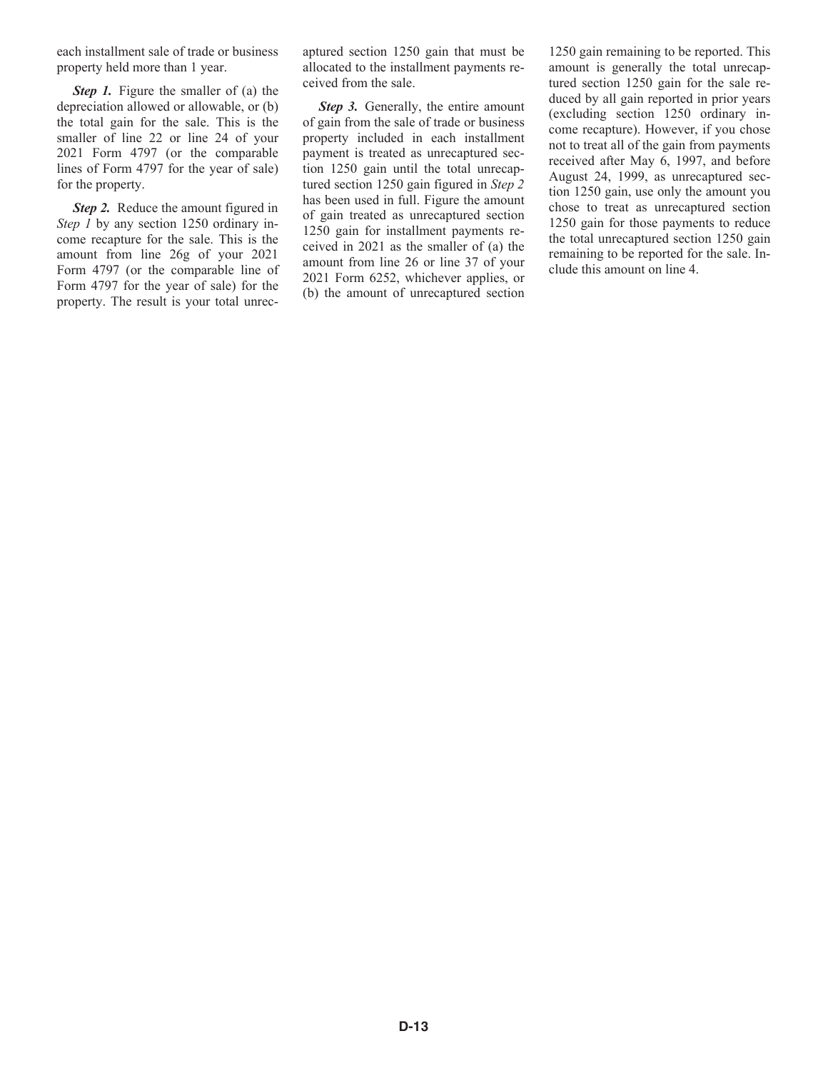each installment sale of trade or business property held more than 1 year.

***Step 1.*** Figure the smaller of (a) the depreciation allowed or allowable, or (b) the total gain for the sale. This is the smaller of line 22 or line 24 of your 2021 Form 4797 (or the comparable lines of Form 4797 for the year of sale) for the property.

***Step 2.*** Reduce the amount figured in *Step 1* by any section 1250 ordinary income recapture for the sale. This is the amount from line 26g of your 2021 Form 4797 (or the comparable line of Form 4797 for the year of sale) for the property. The result is your total unrecaptured section 1250 gain that must be allocated to the installment payments received from the sale.

***Step 3.*** Generally, the entire amount of gain from the sale of trade or business property included in each installment payment is treated as unrecaptured section 1250 gain until the total unrecaptured section 1250 gain figured in *Step 2* has been used in full. Figure the amount of gain treated as unrecaptured section 1250 gain for installment payments received in 2021 as the smaller of (a) the amount from line 26 or line 37 of your 2021 Form 6252, whichever applies, or (b) the amount of unrecaptured section 1250 gain remaining to be reported. This amount is generally the total unrecaptured section 1250 gain for the sale reduced by all gain reported in prior years (excluding section 1250 ordinary income recapture). However, if you chose not to treat all of the gain from payments received after May 6, 1997, and before August 24, 1999, as unrecaptured section 1250 gain, use only the amount you chose to treat as unrecaptured section 1250 gain for those payments to reduce the total unrecaptured section 1250 gain remaining to be reported for the sale. Include this amount on line 4.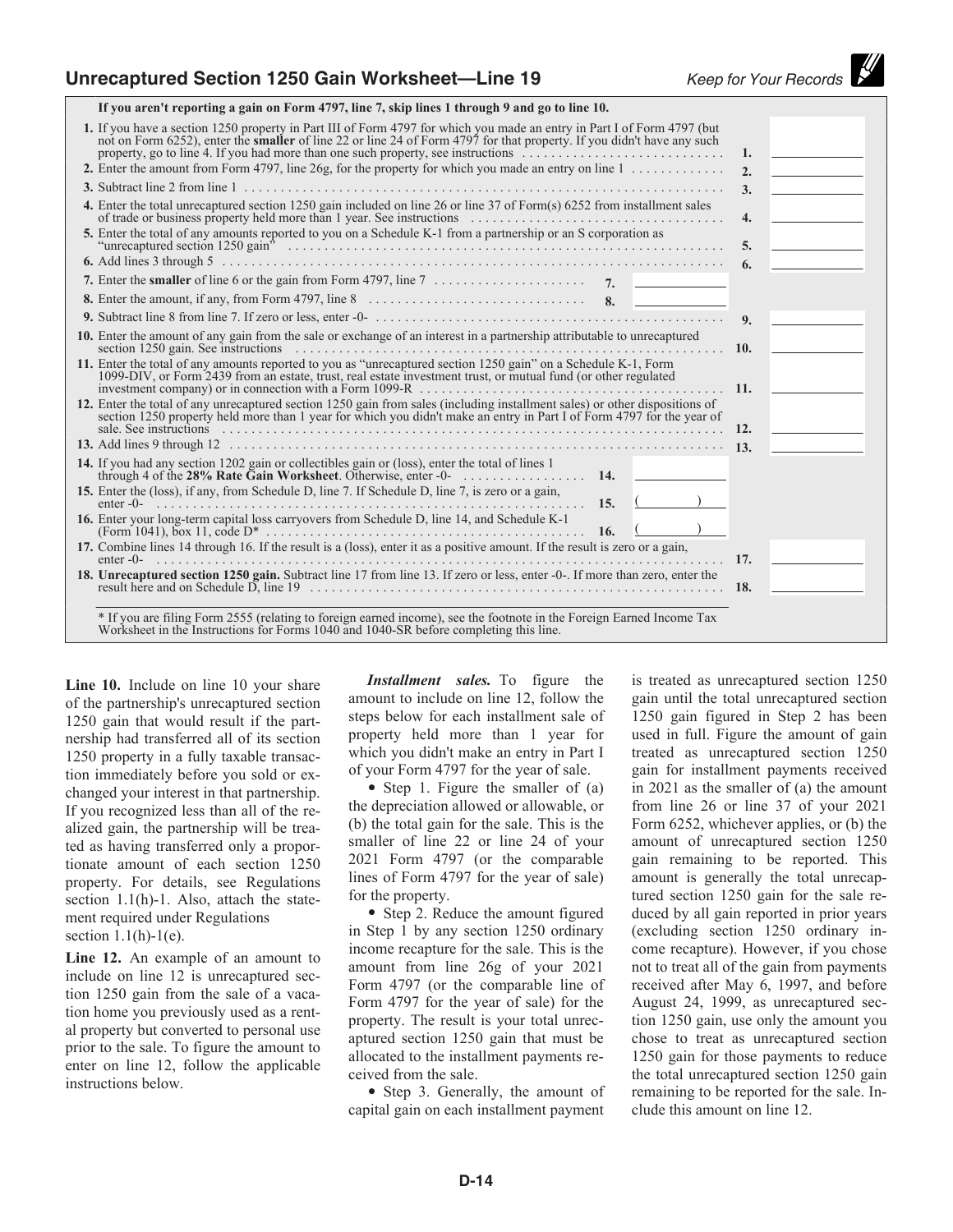## Unrecaptured Section 1250 Gain Worksheet—Line 19

*Keep for Your Records*

**If you aren't reporting a gain on Form 4797, line 7, skip lines 1 through 9 and go to line 10.**

| | | | | |
|---|---|---|---|---|
| **1.** If you have a section 1250 property in Part III of Form 4797 for which you made an entry in Part I of Form 4797 (but not on Form 6252), enter the **smaller** of line 22 or line 24 of Form 4797 for that property. If you didn't have any such property, go to line 4. If you had more than one such property, see instructions | | | 1. | |
| **2.** Enter the amount from Form 4797, line 26g, for the property for which you made an entry on line 1 | | | 2. | |
| **3.** Subtract line 2 from line 1 | | | 3. | |
| **4.** Enter the total unrecaptured section 1250 gain included on line 26 or line 37 of Form(s) 6252 from installment sales of trade or business property held more than 1 year. See instructions | | | 4. | |
| **5.** Enter the total of any amounts reported to you on a Schedule K-1 from a partnership or an S corporation as "unrecaptured section 1250 gain" | | | 5. | |
| **6.** Add lines 3 through 5 | | | 6. | |
| **7.** Enter the **smaller** of line 6 or the gain from Form 4797, line 7 | 7. | | | |
| **8.** Enter the amount, if any, from Form 4797, line 8 | 8. | | | |
| **9.** Subtract line 8 from line 7. If zero or less, enter -0- | | | 9. | |
| **10.** Enter the amount of any gain from the sale or exchange of an interest in a partnership attributable to unrecaptured section 1250 gain. See instructions | | | 10. | |
| **11.** Enter the total of any amounts reported to you as "unrecaptured section 1250 gain" on a Schedule K-1, Form 1099-DIV, or Form 2439 from an estate, trust, real estate investment trust, or mutual fund (or other regulated investment company) or in connection with a Form 1099-R | | | 11. | |
| **12.** Enter the total of any unrecaptured section 1250 gain from sales (including installment sales) or other dispositions of section 1250 property held more than 1 year for which you didn't make an entry in Part I of Form 4797 for the year of sale. See instructions | | | 12. | |
| **13.** Add lines 9 through 12 | | | 13. | |
| **14.** If you had any section 1202 gain or collectibles gain or (loss), enter the total of lines 1 through 4 of the **28% Rate Gain Worksheet**. Otherwise, enter -0- | 14. | | | |
| **15.** Enter the (loss), if any, from Schedule D, line 7. If Schedule D, line 7, is zero or a gain, enter -0- | 15. | ( ) | | |
| **16.** Enter your long-term capital loss carryovers from Schedule D, line 14, and Schedule K-1 (Form 1041), box 11, code D* | 16. | ( ) | | |
| **17.** Combine lines 14 through 16. If the result is a (loss), enter it as a positive amount. If the result is zero or a gain, enter -0- | | | 17. | |
| **18. Unrecaptured section 1250 gain.** Subtract line 17 from line 13. If zero or less, enter -0-. If more than zero, enter the result here and on Schedule D, line 19 | | | 18. | |

\* If you are filing Form 2555 (relating to foreign earned income), see the footnote in the Foreign Earned Income Tax Worksheet in the Instructions for Forms 1040 and 1040-SR before completing this line.

**Line 10.** Include on line 10 your share of the partnership's unrecaptured section 1250 gain that would result if the partnership had transferred all of its section 1250 property in a fully taxable transaction immediately before you sold or exchanged your interest in that partnership. If you recognized less than all of the realized gain, the partnership will be treated as having transferred only a proportionate amount of each section 1250 property. For details, see Regulations section 1.1(h)-1. Also, attach the statement required under Regulations section 1.1(h)-1(e).

**Line 12.** An example of an amount to include on line 12 is unrecaptured section 1250 gain from the sale of a vacation home you previously used as a rental property but converted to personal use prior to the sale. To figure the amount to enter on line 12, follow the applicable instructions below.

***Installment sales.*** To figure the amount to include on line 12, follow the steps below for each installment sale of property held more than 1 year for which you didn't make an entry in Part I of your Form 4797 for the year of sale.

- Step 1. Figure the smaller of (a) the depreciation allowed or allowable, or (b) the total gain for the sale. This is the smaller of line 22 or line 24 of your 2021 Form 4797 (or the comparable lines of Form 4797 for the year of sale) for the property.
- Step 2. Reduce the amount figured in Step 1 by any section 1250 ordinary income recapture for the sale. This is the amount from line 26g of your 2021 Form 4797 (or the comparable line of Form 4797 for the year of sale) for the property. The result is your total unrecaptured section 1250 gain that must be allocated to the installment payments received from the sale.
- Step 3. Generally, the amount of capital gain on each installment payment is treated as unrecaptured section 1250 gain until the total unrecaptured section 1250 gain figured in Step 2 has been used in full. Figure the amount of gain treated as unrecaptured section 1250 gain for installment payments received in 2021 as the smaller of (a) the amount from line 26 or line 37 of your 2021 Form 6252, whichever applies, or (b) the amount of unrecaptured section 1250 gain remaining to be reported. This amount is generally the total unrecaptured section 1250 gain for the sale reduced by all gain reported in prior years (excluding section 1250 ordinary income recapture). However, if you chose not to treat all of the gain from payments received after May 6, 1997, and before August 24, 1999, as unrecaptured section 1250 gain, use only the amount you chose to treat as unrecaptured section 1250 gain for those payments to reduce the total unrecaptured section 1250 gain remaining to be reported for the sale. Include this amount on line 12.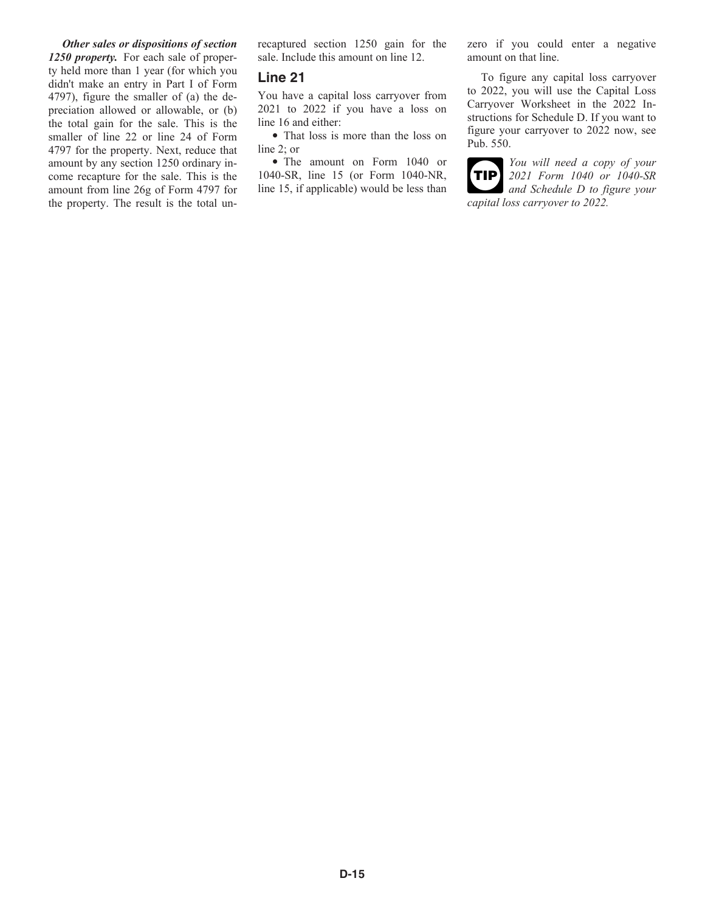***Other sales or dispositions of section 1250 property.*** For each sale of property held more than 1 year (for which you didn't make an entry in Part I of Form 4797), figure the smaller of (a) the depreciation allowed or allowable, or (b) the total gain for the sale. This is the smaller of line 22 or line 24 of Form 4797 for the property. Next, reduce that amount by any section 1250 ordinary income recapture for the sale. This is the amount from line 26g of Form 4797 for the property. The result is the total unrecaptured section 1250 gain for the sale. Include this amount on line 12.

## Line 21

You have a capital loss carryover from 2021 to 2022 if you have a loss on line 16 and either:

- That loss is more than the loss on line 2; or
- The amount on Form 1040 or 1040-SR, line 15 (or Form 1040-NR, line 15, if applicable) would be less than zero if you could enter a negative amount on that line.

To figure any capital loss carryover to 2022, you will use the Capital Loss Carryover Worksheet in the 2022 Instructions for Schedule D. If you want to figure your carryover to 2022 now, see Pub. 550.

**TIP** *You will need a copy of your 2021 Form 1040 or 1040-SR and Schedule D to figure your capital loss carryover to 2022.*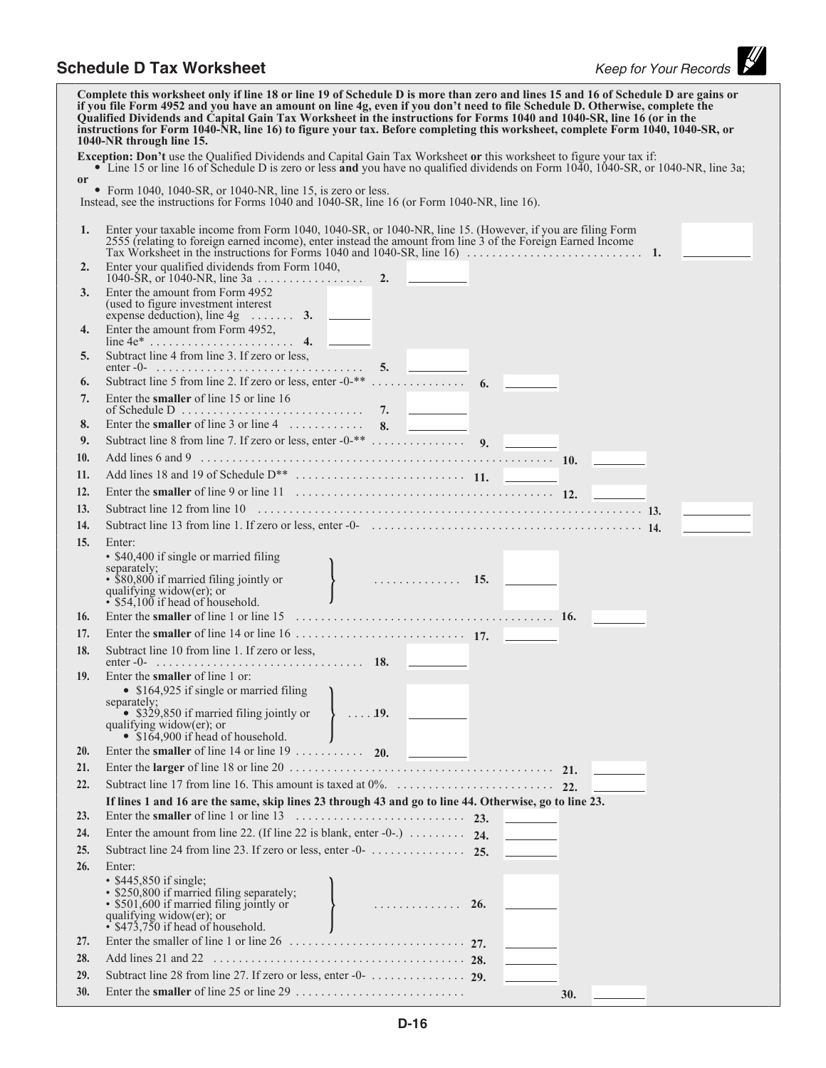## Schedule D Tax Worksheet

*Keep for Your Records*

**Complete this worksheet only if line 18 or line 19 of Schedule D is more than zero and lines 15 and 16 of Schedule D are gains or if you file Form 4952 and you have an amount on line 4g, even if you don't need to file Schedule D. Otherwise, complete the Qualified Dividends and Capital Gain Tax Worksheet in the instructions for Forms 1040 and 1040-SR, line 16 (or in the instructions for Form 1040-NR, line 16) to figure your tax. Before completing this worksheet, complete Form 1040, 1040-SR, or 1040-NR through line 15.**

**Exception: Don't** use the Qualified Dividends and Capital Gain Tax Worksheet **or** this worksheet to figure your tax if:

- Line 15 or line 16 of Schedule D is zero or less **and** you have no qualified dividends on Form 1040, 1040-SR, or 1040-NR, line 3a;

**or**

- Form 1040, 1040-SR, or 1040-NR, line 15, is zero or less.

Instead, see the instructions for Forms 1040 and 1040-SR, line 16 (or Form 1040-NR, line 16).

1. Enter your taxable income from Form 1040, 1040-SR, or 1040-NR, line 15. (However, if you are filing Form 2555 (relating to foreign earned income), enter instead the amount from line 3 of the Foreign Earned Income Tax Worksheet in the instructions for Forms 1040 and 1040-SR, line 16) . . . . . . . . . . . . . . . . . . . . . . . . . . . . **1.** ______
2. Enter your qualified dividends from Form 1040, 1040-SR, or 1040-NR, line 3a . . . . . . . . . . . . . . . . **2.** ______
3. Enter the amount from Form 4952 (used to figure investment interest expense deduction), line 4g . . . . . . . **3.** ______
4. Enter the amount from Form 4952, line 4e* . . . . . . . . . . . . . . . . . . . . . . **4.** ______
5. Subtract line 4 from line 3. If zero or less, enter -0- . . . . . . . . . . . . . . . . . . . . . . . . . . . . . . . . **5.** ______
6. Subtract line 5 from line 2. If zero or less, enter -0-** . . . . . . . . . . . . . . . **6.** ______
7. Enter the **smaller** of line 15 or line 16 of Schedule D . . . . . . . . . . . . . . . . . . . . . . . . . . . . **7.** ______
8. Enter the **smaller** of line 3 or line 4 . . . . . . . . . . . **8.** ______
9. Subtract line 8 from line 7. If zero or less, enter -0-** . . . . . . . . . . . . . . . **9.** ______
10. Add lines 6 and 9 . . . . . . . . . . . . . . . . . . . . . . . . . . . . . . . . . . . . . . . . . . . . . . . . . . . . . **10.** ______
11. Add lines 18 and 19 of Schedule D** . . . . . . . . . . . . . . . . . . . . . . . . . . . **11.** ______
12. Enter the **smaller** of line 9 or line 11 . . . . . . . . . . . . . . . . . . . . . . . . . . . . . . . . . . . . . . . **12.** ______
13. Subtract line 12 from line 10 . . . . . . . . . . . . . . . . . . . . . . . . . . . . . . . . . . . . . . . . . . . . . . . . . . . . . . . . . . . **13.** ______
14. Subtract line 13 from line 1. If zero or less, enter -0- . . . . . . . . . . . . . . . . . . . . . . . . . . . . . . . . . . . . . . . . . . **14.** ______
15. Enter:
    - $40,400 if single or married filing separately;
    - $80,800 if married filing jointly or qualifying widow(er); or
    - $54,100 if head of household. . . . . . . . . . . . . . . **15.** ______
16. Enter the **smaller** of line 1 or line 15 . . . . . . . . . . . . . . . . . . . . . . . . . . . . . . . . . . . . . . . **16.** ______
17. Enter the **smaller** of line 14 or line 16 . . . . . . . . . . . . . . . . . . . . . . . . . . . **17.** ______
18. Subtract line 10 from line 1. If zero or less, enter -0- . . . . . . . . . . . . . . . . . . . . . . . . . . . . . . . . **18.** ______
19. Enter the **smaller** of line 1 or:
    - $164,925 if single or married filing separately;
    - $329,850 if married filing jointly or qualifying widow(er); or
    - $164,900 if head of household. . . . . **19.** ______
20. Enter the **smaller** of line 14 or line 19 . . . . . . . . . . **20.** ______
21. Enter the **larger** of line 18 or line 20 . . . . . . . . . . . . . . . . . . . . . . . . . . . . . . . . . . . . . . . . . **21.** ______
22. Subtract line 17 from line 16. This amount is taxed at 0%. . . . . . . . . . . . . . . . . . . . . . . . . . **22.** ______

**If lines 1 and 16 are the same, skip lines 23 through 43 and go to line 44. Otherwise, go to line 23.**

23. Enter the **smaller** of line 1 or line 13 . . . . . . . . . . . . . . . . . . . . . . . . . . **23.** ______
24. Enter the amount from line 22. (If line 22 is blank, enter -0-.) . . . . . . . . . **24.** ______
25. Subtract line 24 from line 23. If zero or less, enter -0- . . . . . . . . . . . . . . . **25.** ______
26. Enter:
    - $445,850 if single;
    - $250,800 if married filing separately;
    - $501,600 if married filing jointly or qualifying widow(er); or
    - $473,750 if head of household. . . . . . . . . . . . . . . **26.** ______
27. Enter the smaller of line 1 or line 26 . . . . . . . . . . . . . . . . . . . . . . . . . . . **27.** ______
28. Add lines 21 and 22 . . . . . . . . . . . . . . . . . . . . . . . . . . . . . . . . . . . . . . . **28.** ______
29. Subtract line 28 from line 27. If zero or less, enter -0- . . . . . . . . . . . . . . . **29.** ______
30. Enter the **smaller** of line 25 or line 29 . . . . . . . . . . . . . . . . . . . . . . . . . . **30.** ______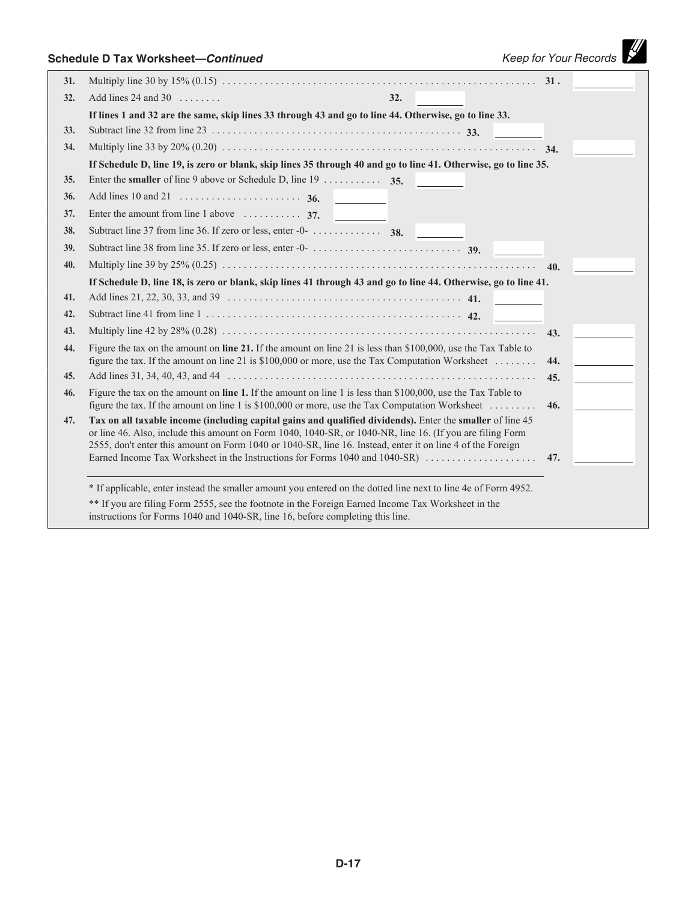## Schedule D Tax Worksheet—*Continued*

*Keep for Your Records*

| | | | |
|---|---|---|---|
| **31.** | Multiply line 30 by 15% (0.15) | | **31.** |
| **32.** | Add lines 24 and 30 | **32.** | |
| | **If lines 1 and 32 are the same, skip lines 33 through 43 and go to line 44. Otherwise, go to line 33.** | | |
| **33.** | Subtract line 32 from line 23 | **33.** | |
| **34.** | Multiply line 33 by 20% (0.20) | | **34.** |
| | **If Schedule D, line 19, is zero or blank, skip lines 35 through 40 and go to line 41. Otherwise, go to line 35.** | | |
| **35.** | Enter the **smaller** of line 9 above or Schedule D, line 19 | **35.** | |
| **36.** | Add lines 10 and 21 | **36.** | |
| **37.** | Enter the amount from line 1 above | **37.** | |
| **38.** | Subtract line 37 from line 36. If zero or less, enter -0- | **38.** | |
| **39.** | Subtract line 38 from line 35. If zero or less, enter -0- | **39.** | |
| **40.** | Multiply line 39 by 25% (0.25) | | **40.** |
| | **If Schedule D, line 18, is zero or blank, skip lines 41 through 43 and go to line 44. Otherwise, go to line 41.** | | |
| **41.** | Add lines 21, 22, 30, 33, and 39 | **41.** | |
| **42.** | Subtract line 41 from line 1 | **42.** | |
| **43.** | Multiply line 42 by 28% (0.28) | | **43.** |
| **44.** | Figure the tax on the amount on **line 21.** If the amount on line 21 is less than $100,000, use the Tax Table to figure the tax. If the amount on line 21 is $100,000 or more, use the Tax Computation Worksheet | | **44.** |
| **45.** | Add lines 31, 34, 40, 43, and 44 | | **45.** |
| **46.** | Figure the tax on the amount on **line 1.** If the amount on line 1 is less than $100,000, use the Tax Table to figure the tax. If the amount on line 1 is $100,000 or more, use the Tax Computation Worksheet | | **46.** |
| **47.** | **Tax on all taxable income (including capital gains and qualified dividends).** Enter the **smaller** of line 45 or line 46. Also, include this amount on Form 1040, 1040-SR, or 1040-NR, line 16. (If you are filing Form 2555, don't enter this amount on Form 1040 or 1040-SR, line 16. Instead, enter it on line 4 of the Foreign Earned Income Tax Worksheet in the Instructions for Forms 1040 and 1040-SR) | | **47.** |

\* If applicable, enter instead the smaller amount you entered on the dotted line next to line 4e of Form 4952.

\*\* If you are filing Form 2555, see the footnote in the Foreign Earned Income Tax Worksheet in the instructions for Forms 1040 and 1040-SR, line 16, before completing this line.